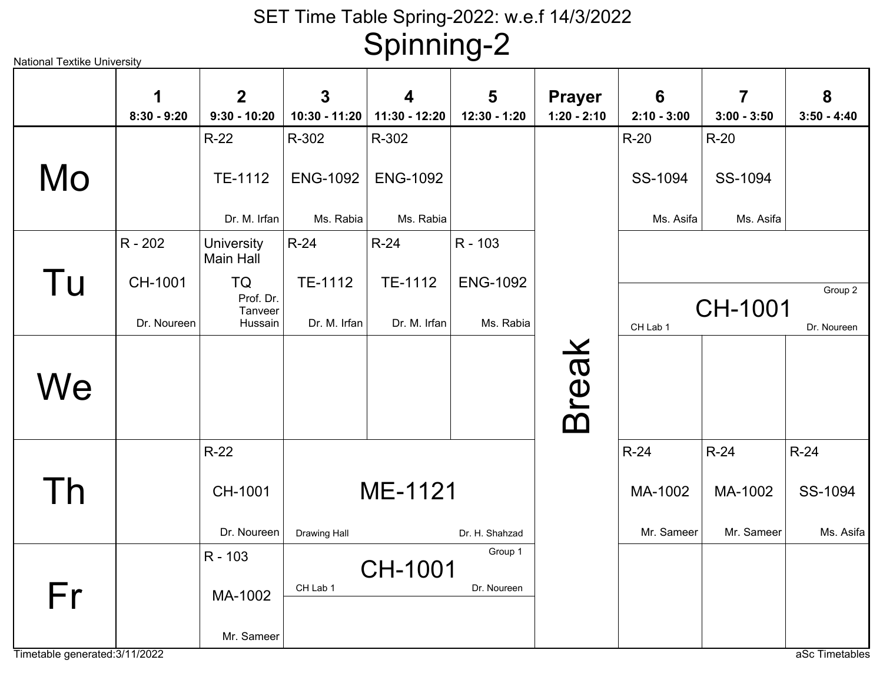National Textike University

# SET Time Table Spring-2022: w.e.f 14/3/2022

## Spinning-2

| | 1<br>8:30 - 9:20 | 2<br>9:30 - 10:20 | 3<br>10:30 - 11:20 | 4<br>11:30 - 12:20 | 5<br>12:30 - 1:20 | Prayer<br>1:20 - 2:10 | 6<br>2:10 - 3:00 | 7<br>3:00 - 3:50 | 8<br>3:50 - 4:40 |
|---|---|---|---|---|---|---|---|---|---|
| Mo | | R-22<br>TE-1112<br>Dr. M. Irfan | R-302<br>ENG-1092<br>Ms. Rabia | R-302<br>ENG-1092<br>Ms. Rabia | | Break | R-20<br>SS-1094<br>Ms. Asifa | R-20<br>SS-1094<br>Ms. Asifa | |
| Tu | R - 202<br>CH-1001<br>Dr. Noureen | University Main Hall<br>TQ<br>Prof. Dr. Tanveer Hussain | R-24<br>TE-1112<br>Dr. M. Irfan | R-24<br>TE-1112<br>Dr. M. Irfan | R - 103<br>ENG-1092<br>Ms. Rabia | Break | CH Lab 1<br>CH-1001 (Group 2)<br>Dr. Noureen | | |
| We | | | | | | Break | | | |
| Th | | R-22<br>CH-1001<br>Dr. Noureen | Drawing Hall<br>ME-1121<br>Dr. H. Shahzad | | | Break | R-24<br>MA-1002<br>Mr. Sameer | R-24<br>MA-1002<br>Mr. Sameer | R-24<br>SS-1094<br>Ms. Asifa |
| Fr | | R - 103<br>MA-1002<br>Mr. Sameer | CH Lab 1<br>CH-1001 (Group 1)<br>Dr. Noureen | | | Break | | | |

Timetable generated:3/11/2022

aSc Timetables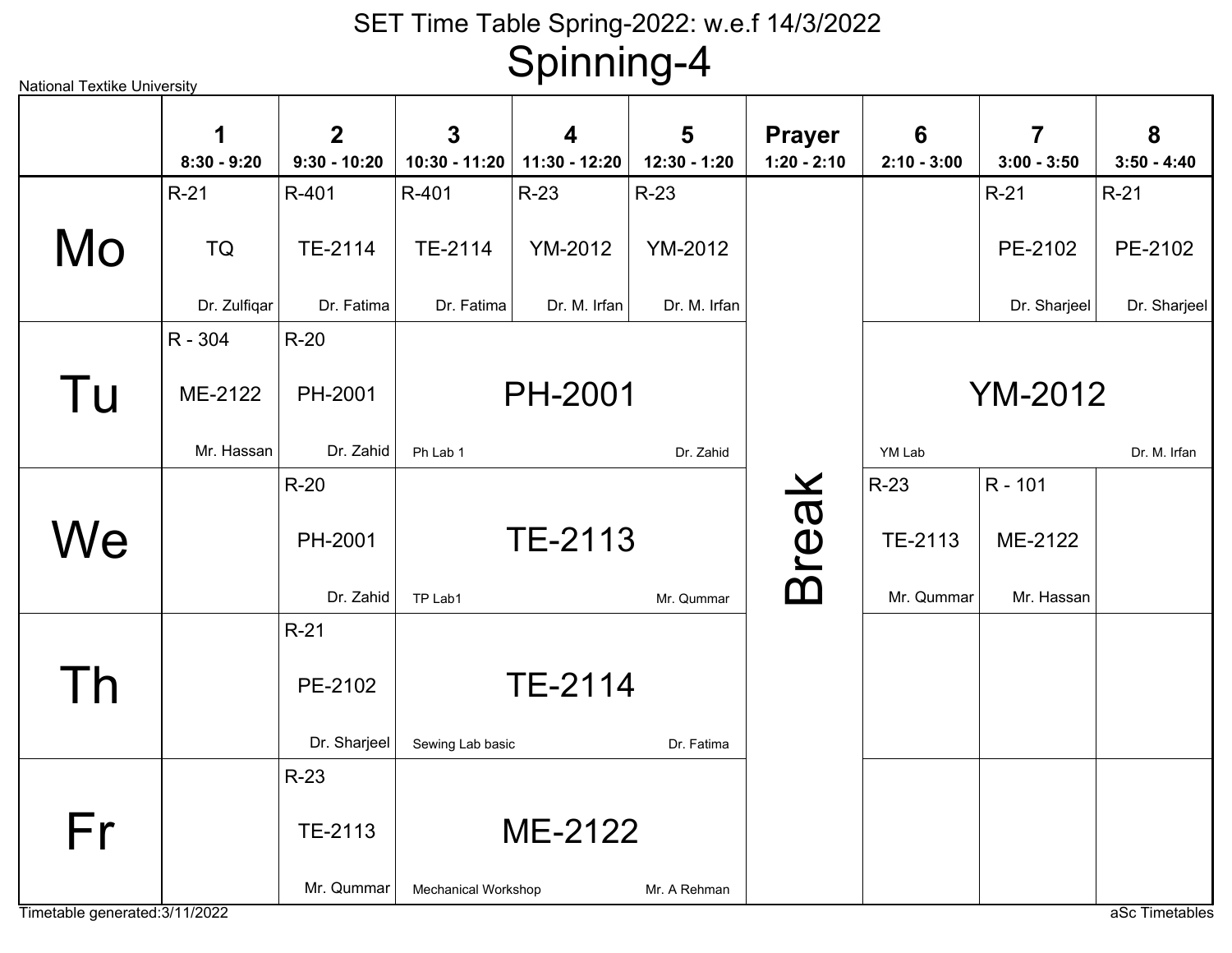# SET Time Table Spring-2022: w.e.f 14/3/2022

## Spinning-4

National Textike University

| | 1<br>8:30 - 9:20 | 2<br>9:30 - 10:20 | 3<br>10:30 - 11:20 | 4<br>11:30 - 12:20 | 5<br>12:30 - 1:20 | Prayer<br>1:20 - 2:10 | 6<br>2:10 - 3:00 | 7<br>3:00 - 3:50 | 8<br>3:50 - 4:40 |
|---|---|---|---|---|---|---|---|---|---|
| **Mo** | R-21<br>TQ<br>Dr. Zulfiqar | R-401<br>TE-2114<br>Dr. Fatima | R-401<br>TE-2114<br>Dr. Fatima | R-23<br>YM-2012<br>Dr. M. Irfan | R-23<br>YM-2012<br>Dr. M. Irfan | Break | | R-21<br>PE-2102<br>Dr. Sharjeel | R-21<br>PE-2102<br>Dr. Sharjeel |
| **Tu** | R - 304<br>ME-2122<br>Mr. Hassan | R-20<br>PH-2001<br>Dr. Zahid | PH-2001<br>Ph Lab 1<br>Dr. Zahid | | | Break | YM-2012<br>YM Lab<br>Dr. M. Irfan | | |
| **We** | | R-20<br>PH-2001<br>Dr. Zahid | TE-2113<br>TP Lab1<br>Mr. Qummar | | | Break | R-23<br>TE-2113<br>Mr. Qummar | R - 101<br>ME-2122<br>Mr. Hassan | |
| **Th** | | R-21<br>PE-2102<br>Dr. Sharjeel | TE-2114<br>Sewing Lab basic<br>Dr. Fatima | | | Break | | | |
| **Fr** | | R-23<br>TE-2113<br>Mr. Qummar | ME-2122<br>Mechanical Workshop<br>Mr. A Rehman | | | Break | | | |

Timetable generated:3/11/2022

aSc Timetables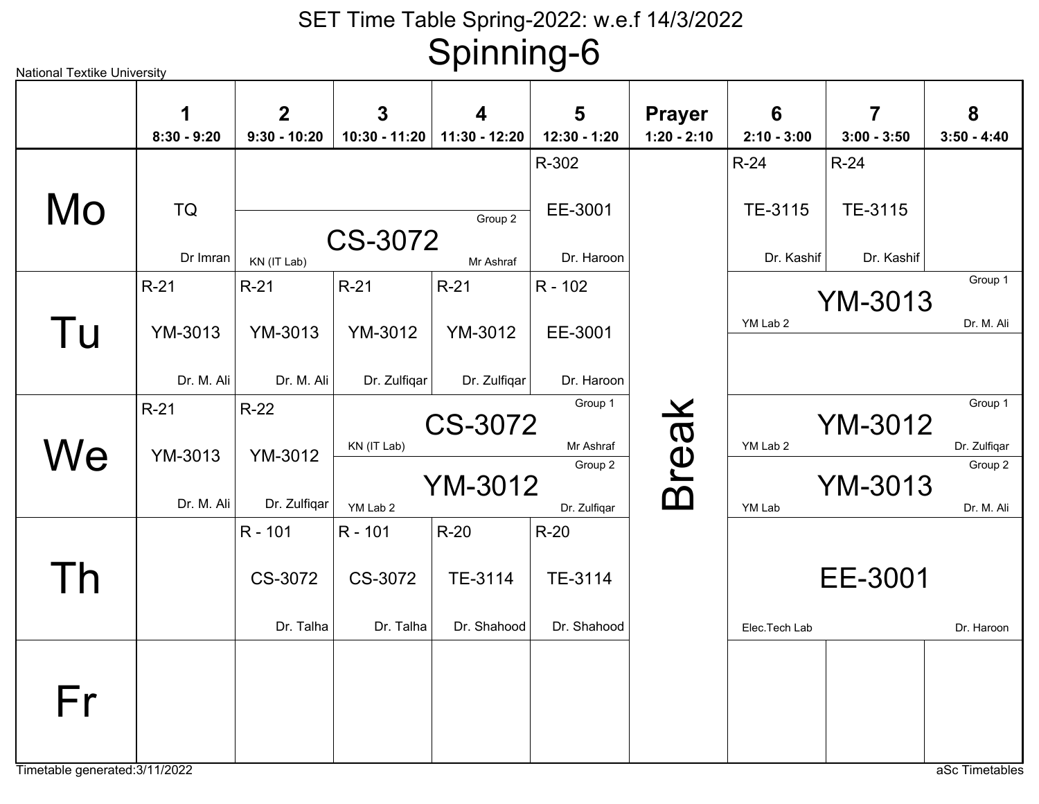# SET Time Table Spring-2022: w.e.f 14/3/2022

## Spinning-6

National Textike University

| | 1<br>8:30 - 9:20 | 2<br>9:30 - 10:20 | 3<br>10:30 - 11:20 | 4<br>11:30 - 12:20 | 5<br>12:30 - 1:20 | Prayer<br>1:20 - 2:10 | 6<br>2:10 - 3:00 | 7<br>3:00 - 3:50 | 8<br>3:50 - 4:40 |
|---|---|---|---|---|---|---|---|---|---|
| Mo | TQ<br>Dr Imran | CS-3072 Group 2<br>KN (IT Lab)<br>Mr Ashraf | | | R-302<br>EE-3001<br>Dr. Haroon | Break | R-24<br>TE-3115<br>Dr. Kashif | R-24<br>TE-3115<br>Dr. Kashif | |
| Tu | R-21<br>YM-3013<br>Dr. M. Ali | R-21<br>YM-3013<br>Dr. M. Ali | R-21<br>YM-3012<br>Dr. Zulfiqar | R-21<br>YM-3012<br>Dr. Zulfiqar | R - 102<br>EE-3001<br>Dr. Haroon | Break | YM-3013 Group 1<br>YM Lab 2<br>Dr. M. Ali | | |
| We | R-21<br>YM-3013<br>Dr. M. Ali | R-22<br>YM-3012<br>Dr. Zulfiqar | CS-3072 Group 1<br>KN (IT Lab)<br>Mr Ashraf<br><br>YM-3012 Group 2<br>YM Lab 2<br>Dr. Zulfiqar | | | Break | YM-3012 Group 1<br>YM Lab 2<br>Dr. Zulfiqar<br><br>YM-3013 Group 2<br>YM Lab<br>Dr. M. Ali | | |
| Th | | R - 101<br>CS-3072<br>Dr. Talha | R - 101<br>CS-3072<br>Dr. Talha | R-20<br>TE-3114<br>Dr. Shahood | R-20<br>TE-3114<br>Dr. Shahood | Break | EE-3001<br>Elec.Tech Lab<br>Dr. Haroon | | |
| Fr | | | | | | Break | | | |

Timetable generated:3/11/2022

aSc Timetables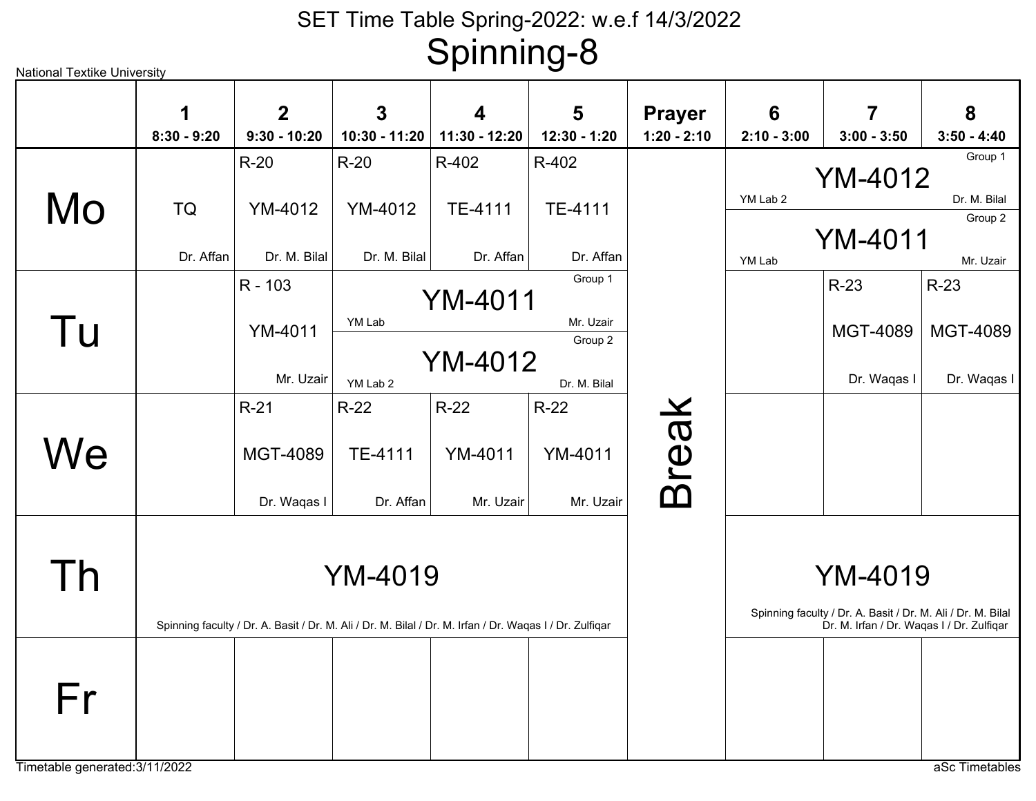National Textike University

# SET Time Table Spring-2022: w.e.f 14/3/2022

## Spinning-8

| | 1<br>8:30 - 9:20 | 2<br>9:30 - 10:20 | 3<br>10:30 - 11:20 | 4<br>11:30 - 12:20 | 5<br>12:30 - 1:20 | Prayer<br>1:20 - 2:10 | 6<br>2:10 - 3:00 | 7<br>3:00 - 3:50 | 8<br>3:50 - 4:40 |
|---|---|---|---|---|---|---|---|---|---|
| **Mo** | TQ<br>Dr. Affan | R-20<br>YM-4012<br>Dr. M. Bilal | R-20<br>YM-4012<br>Dr. M. Bilal | R-402<br>TE-4111<br>Dr. Affan | R-402<br>TE-4111<br>Dr. Affan | Break | Group 1: YM-4012, YM Lab 2, Dr. M. Bilal<br>Group 2: YM-4011, YM Lab, Mr. Uzair | | |
| **Tu** | | R - 103<br>YM-4011<br>Mr. Uzair | Group 1: YM-4011, YM Lab, Mr. Uzair<br>Group 2: YM-4012, YM Lab 2, Dr. M. Bilal | | | Break | | R-23<br>MGT-4089<br>Dr. Waqas I | R-23<br>MGT-4089<br>Dr. Waqas I |
| **We** | | R-21<br>MGT-4089<br>Dr. Waqas I | R-22<br>TE-4111<br>Dr. Affan | R-22<br>YM-4011<br>Mr. Uzair | R-22<br>YM-4011<br>Mr. Uzair | Break | | | |
| **Th** | YM-4019<br>Spinning faculty / Dr. A. Basit / Dr. M. Ali / Dr. M. Bilal / Dr. M. Irfan / Dr. Waqas I / Dr. Zulfiqar | | | | | Break | YM-4019<br>Spinning faculty / Dr. A. Basit / Dr. M. Ali / Dr. M. Bilal Dr. M. Irfan / Dr. Waqas I / Dr. Zulfiqar | | |
| **Fr** | | | | | | Break | | | |

Timetable generated:3/11/2022

aSc Timetables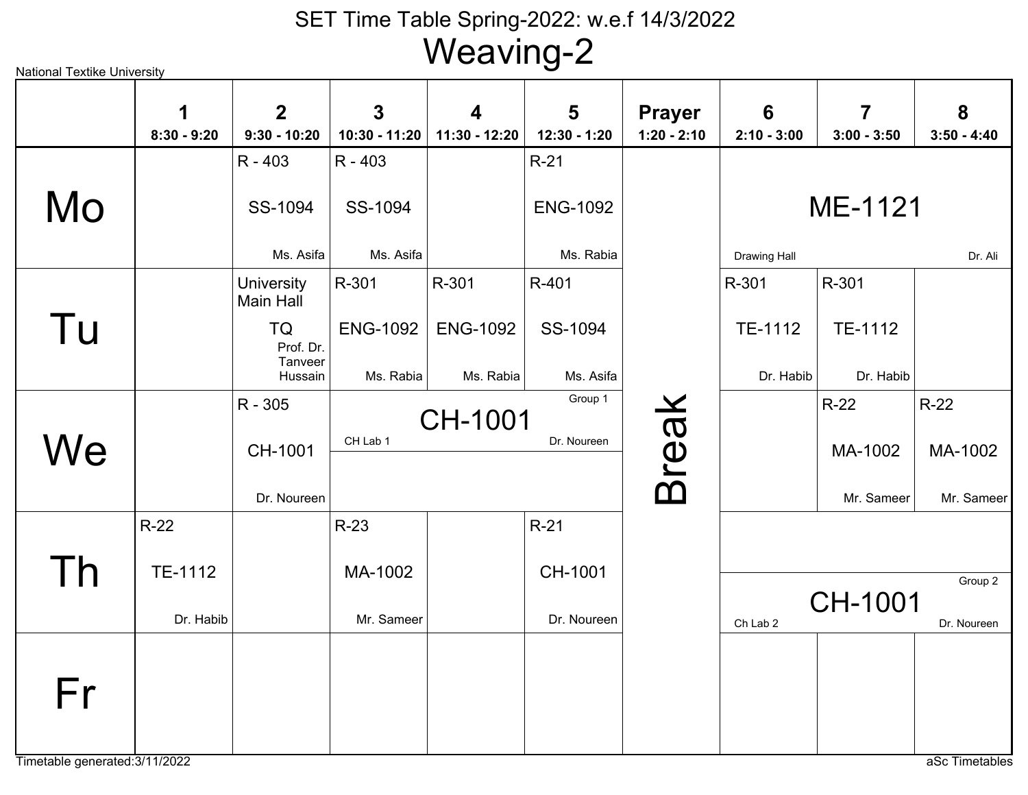# SET Time Table Spring-2022: w.e.f 14/3/2022

## Weaving-2

National Textike University

| | 1<br>8:30 - 9:20 | 2<br>9:30 - 10:20 | 3<br>10:30 - 11:20 | 4<br>11:30 - 12:20 | 5<br>12:30 - 1:20 | Prayer<br>1:20 - 2:10 | 6<br>2:10 - 3:00 | 7<br>3:00 - 3:50 | 8<br>3:50 - 4:40 |
|---|---|---|---|---|---|---|---|---|---|
| **Mo** | | R - 403<br>SS-1094<br>Ms. Asifa | R - 403<br>SS-1094<br>Ms. Asifa | | R-21<br>ENG-1092<br>Ms. Rabia | Break | ME-1121<br>Drawing Hall<br>Dr. Ali | | |
| **Tu** | | University Main Hall<br>TQ<br>Prof. Dr. Tanveer Hussain | R-301<br>ENG-1092<br>Ms. Rabia | R-301<br>ENG-1092<br>Ms. Rabia | R-401<br>SS-1094<br>Ms. Asifa | Break | R-301<br>TE-1112<br>Dr. Habib | R-301<br>TE-1112<br>Dr. Habib | |
| **We** | | R - 305<br>CH-1001<br>Dr. Noureen | CH-1001 (Group 1)<br>CH Lab 1<br>Dr. Noureen | | | Break | | R-22<br>MA-1002<br>Mr. Sameer | R-22<br>MA-1002<br>Mr. Sameer |
| **Th** | R-22<br>TE-1112<br>Dr. Habib | | R-23<br>MA-1002<br>Mr. Sameer | | R-21<br>CH-1001<br>Dr. Noureen | Break | CH-1001 (Group 2)<br>Ch Lab 2<br>Dr. Noureen | | |
| **Fr** | | | | | | | | | |

Timetable generated:3/11/2022

aSc Timetables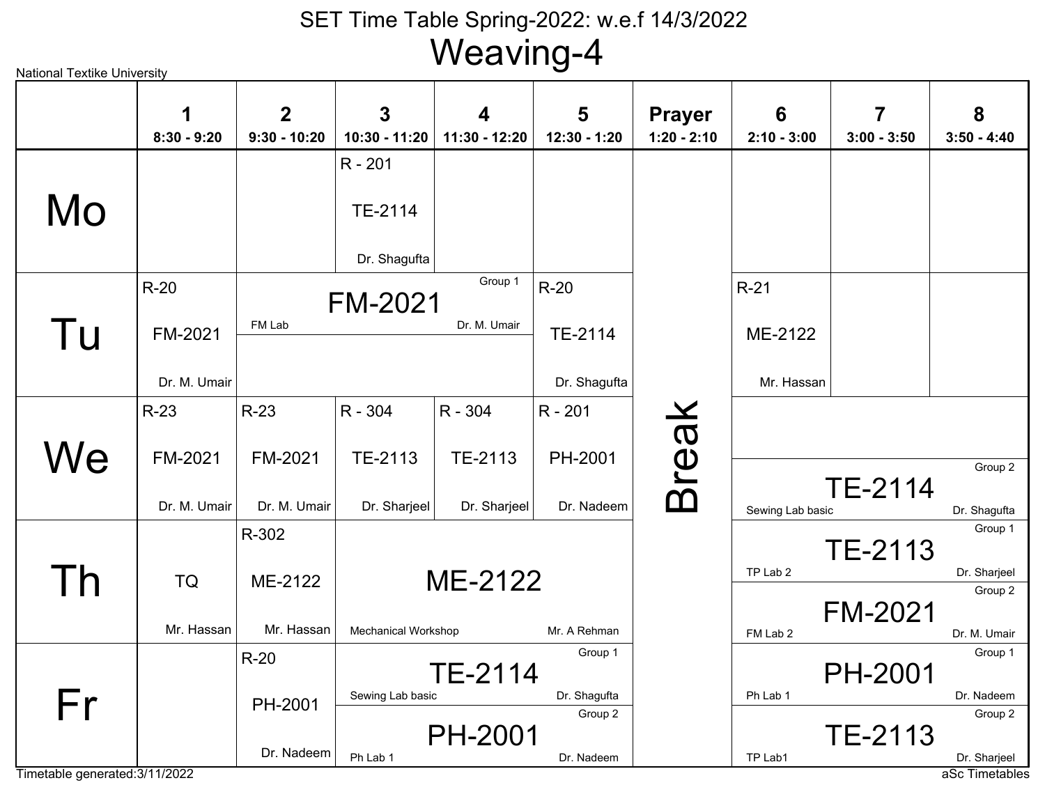National Textike University

# SET Time Table Spring-2022: w.e.f 14/3/2022

## Weaving-4

| | 1<br>8:30 - 9:20 | 2<br>9:30 - 10:20 | 3<br>10:30 - 11:20 | 4<br>11:30 - 12:20 | 5<br>12:30 - 1:20 | Prayer<br>1:20 - 2:10 | 6<br>2:10 - 3:00 | 7<br>3:00 - 3:50 | 8<br>3:50 - 4:40 |
|---|---|---|---|---|---|---|---|---|---|
| Mo | | | R - 201<br>TE-2114<br>Dr. Shagufta | | | Break | | | |
| Tu | R-20<br>FM-2021<br>Dr. M. Umair | FM-2021<br>FM Lab<br>Group 1<br>Dr. M. Umair | | | R-20<br>TE-2114<br>Dr. Shagufta | | R-21<br>ME-2122<br>Mr. Hassan | | |
| We | R-23<br>FM-2021<br>Dr. M. Umair | R-23<br>FM-2021<br>Dr. M. Umair | R - 304<br>TE-2113<br>Dr. Sharjeel | R - 304<br>TE-2113<br>Dr. Sharjeel | R - 201<br>PH-2001<br>Dr. Nadeem | | TE-2114<br>Sewing Lab basic<br>Group 2<br>Dr. Shagufta | | |
| Th | TQ<br>Mr. Hassan | R-302<br>ME-2122<br>Mr. Hassan | ME-2122<br>Mechanical Workshop<br>Mr. A Rehman | | | | TE-2113<br>TP Lab 2<br>Group 1<br>Dr. Sharjeel; FM-2021<br>FM Lab 2<br>Group 2<br>Dr. M. Umair | | |
| Fr | | R-20<br>PH-2001<br>Dr. Nadeem | TE-2114<br>Sewing Lab basic<br>Group 1<br>Dr. Shagufta; PH-2001<br>Ph Lab 1<br>Group 2<br>Dr. Nadeem | | | | PH-2001<br>Ph Lab 1<br>Group 1<br>Dr. Nadeem; TE-2113<br>TP Lab1<br>Group 2<br>Dr. Sharjeel | | |

Timetable generated:3/11/2022

aSc Timetables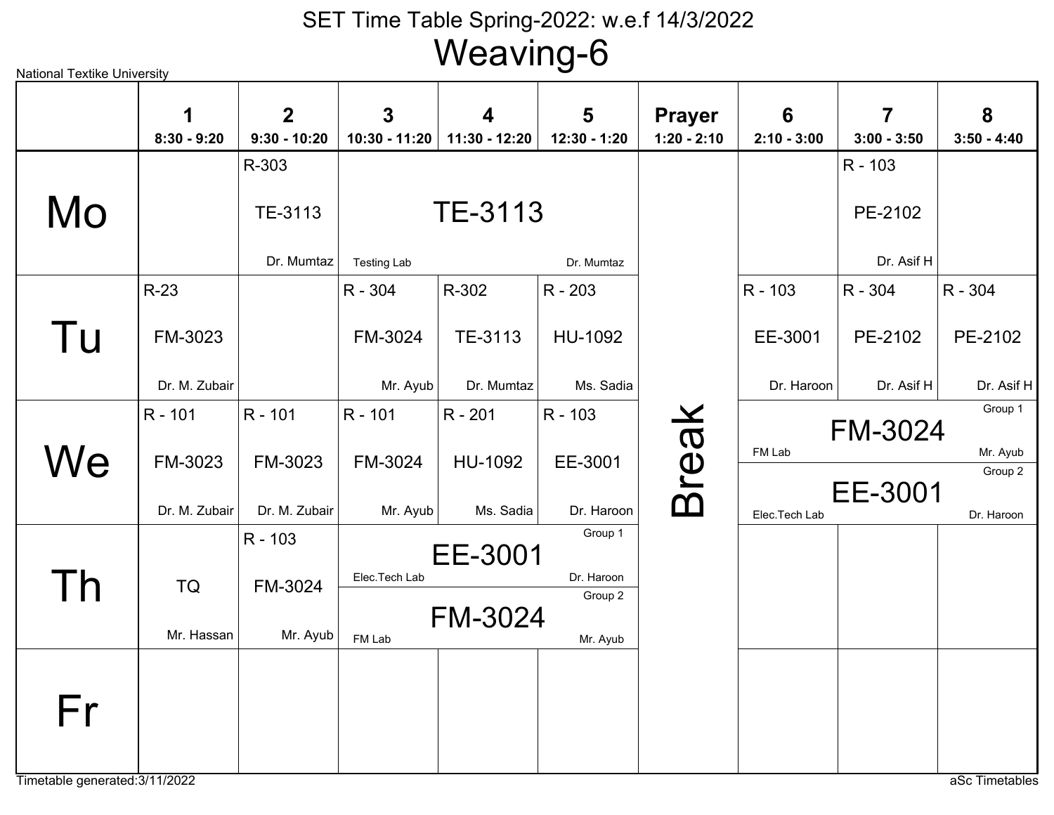# SET Time Table Spring-2022: w.e.f 14/3/2022

## Weaving-6

National Textike University

| | 1<br>8:30 - 9:20 | 2<br>9:30 - 10:20 | 3<br>10:30 - 11:20 | 4<br>11:30 - 12:20 | 5<br>12:30 - 1:20 | Prayer<br>1:20 - 2:10 | 6<br>2:10 - 3:00 | 7<br>3:00 - 3:50 | 8<br>3:50 - 4:40 |
|---|---|---|---|---|---|---|---|---|---|
| Mo | | R-303<br>TE-3113<br>Dr. Mumtaz | TE-3113<br>Testing Lab<br>Dr. Mumtaz | | | Break | | R - 103<br>PE-2102<br>Dr. Asif H | |
| Tu | R-23<br>FM-3023<br>Dr. M. Zubair | | R - 304<br>FM-3024<br>Mr. Ayub | R-302<br>TE-3113<br>Dr. Mumtaz | R - 203<br>HU-1092<br>Ms. Sadia | Break | R - 103<br>EE-3001<br>Dr. Haroon | R - 304<br>PE-2102<br>Dr. Asif H | R - 304<br>PE-2102<br>Dr. Asif H |
| We | R - 101<br>FM-3023<br>Dr. M. Zubair | R - 101<br>FM-3023<br>Dr. M. Zubair | R - 101<br>FM-3024<br>Mr. Ayub | R - 201<br>HU-1092<br>Ms. Sadia | R - 103<br>EE-3001<br>Dr. Haroon | Break | Group 1: FM-3024, FM Lab, Mr. Ayub<br>Group 2: EE-3001, Elec.Tech Lab, Dr. Haroon | | |
| Th | TQ<br>Mr. Hassan | R - 103<br>FM-3024<br>Mr. Ayub | Group 1: EE-3001, Elec.Tech Lab, Dr. Haroon<br>Group 2: FM-3024, FM Lab, Mr. Ayub | | | Break | | | |
| Fr | | | | | | Break | | | |

Timetable generated:3/11/2022

aSc Timetables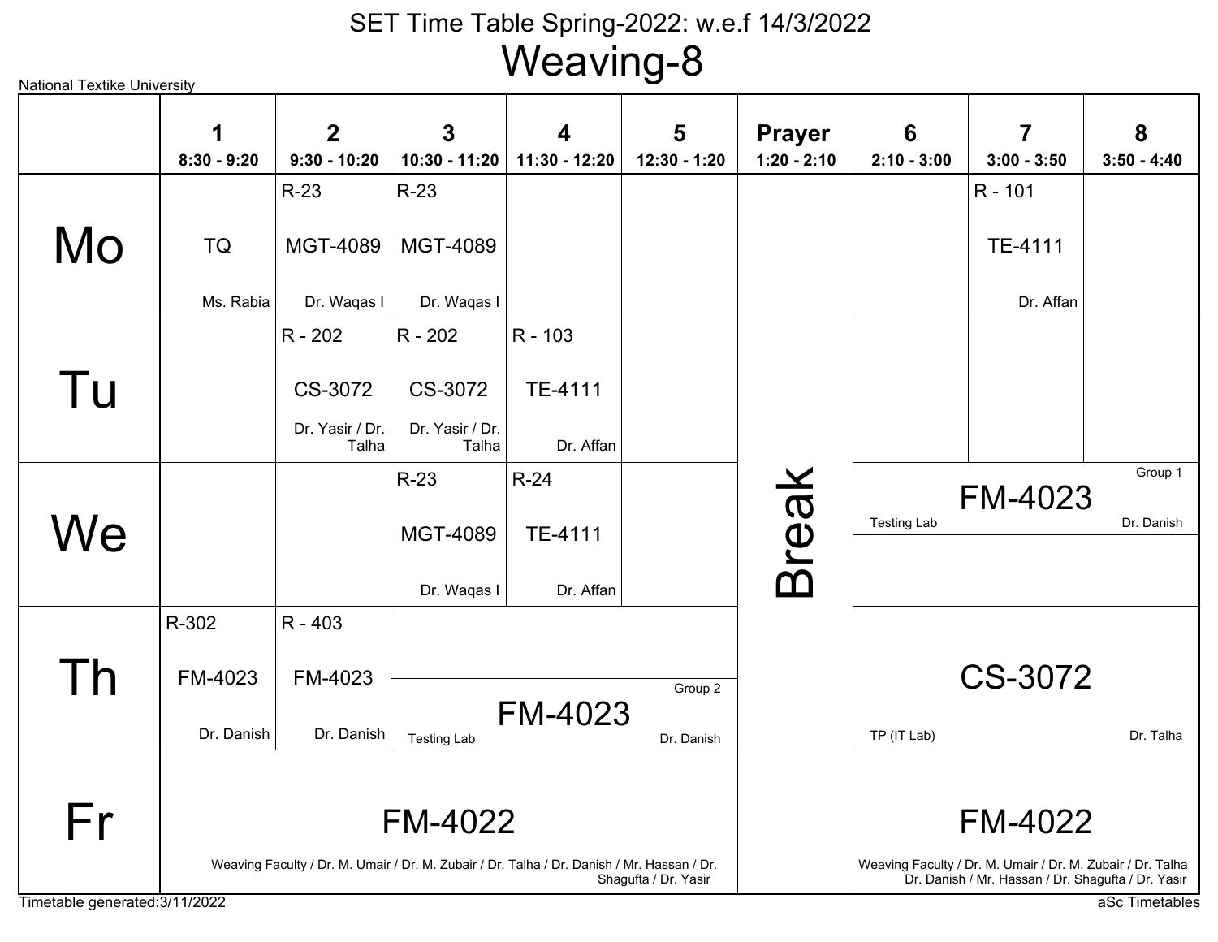# SET Time Table Spring-2022: w.e.f 14/3/2022

## Weaving-8

National Textike University

| | 1<br>8:30 - 9:20 | 2<br>9:30 - 10:20 | 3<br>10:30 - 11:20 | 4<br>11:30 - 12:20 | 5<br>12:30 - 1:20 | Prayer<br>1:20 - 2:10 | 6<br>2:10 - 3:00 | 7<br>3:00 - 3:50 | 8<br>3:50 - 4:40 |
|---|---|---|---|---|---|---|---|---|---|
| Mo | TQ<br>Ms. Rabia | R-23<br>MGT-4089<br>Dr. Waqas I | R-23<br>MGT-4089<br>Dr. Waqas I | | | Break | | R - 101<br>TE-4111<br>Dr. Affan | |
| Tu | | R - 202<br>CS-3072<br>Dr. Yasir / Dr. Talha | R - 202<br>CS-3072<br>Dr. Yasir / Dr. Talha | R - 103<br>TE-4111<br>Dr. Affan | | Break | | | |
| We | | | R-23<br>MGT-4089<br>Dr. Waqas I | R-24<br>TE-4111<br>Dr. Affan | | Break | FM-4023 (Group 1)<br>Testing Lab<br>Dr. Danish | | |
| Th | R-302<br>FM-4023<br>Dr. Danish | R - 403<br>FM-4023<br>Dr. Danish | FM-4023 (Group 2)<br>Testing Lab<br>Dr. Danish | | | Break | CS-3072<br>TP (IT Lab)<br>Dr. Talha | | |
| Fr | FM-4022<br>Weaving Faculty / Dr. M. Umair / Dr. M. Zubair / Dr. Talha / Dr. Danish / Mr. Hassan / Dr. Shagufta / Dr. Yasir | | | | | Break | FM-4022<br>Weaving Faculty / Dr. M. Umair / Dr. M. Zubair / Dr. Talha Dr. Danish / Mr. Hassan / Dr. Shagufta / Dr. Yasir | | |

Timetable generated:3/11/2022

aSc Timetables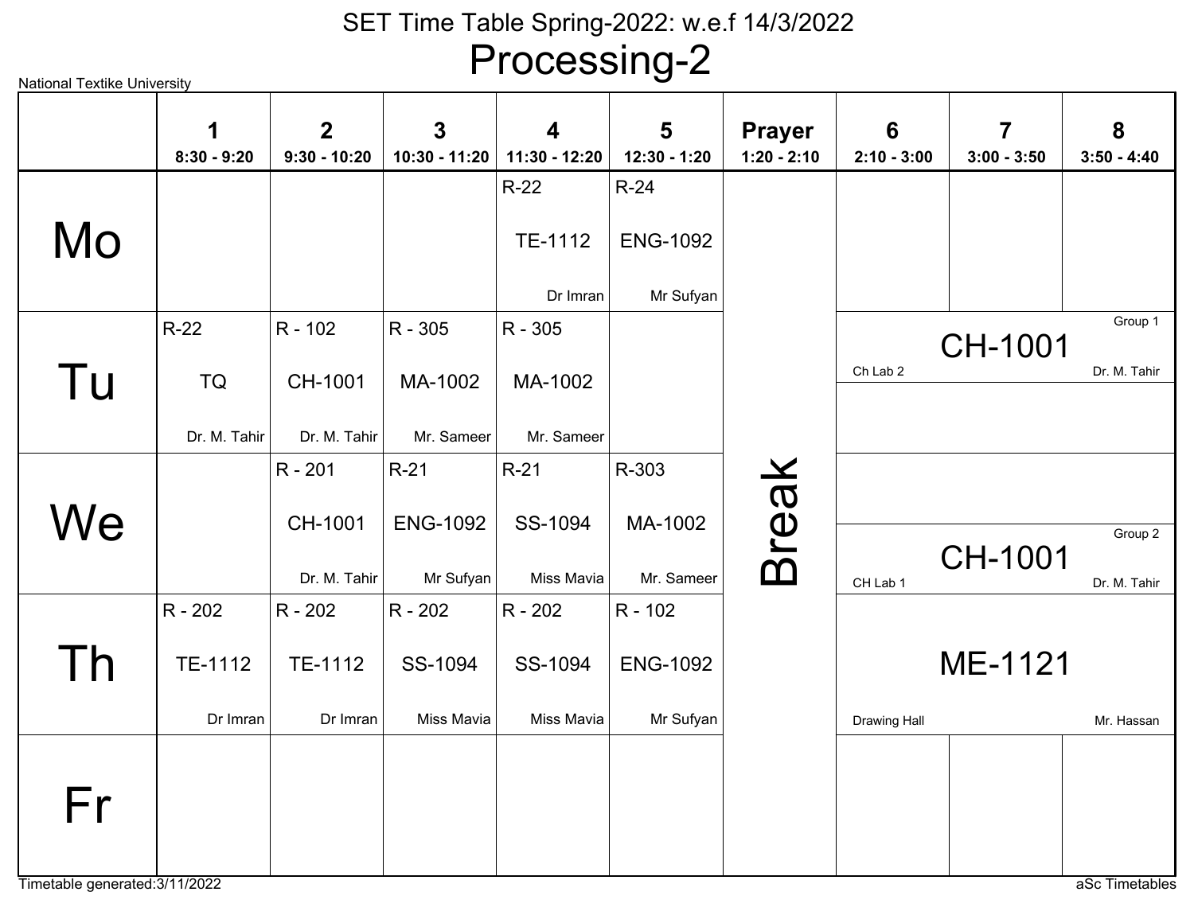# SET Time Table Spring-2022: w.e.f 14/3/2022

## Processing-2

National Textike University

| | 1<br>8:30 - 9:20 | 2<br>9:30 - 10:20 | 3<br>10:30 - 11:20 | 4<br>11:30 - 12:20 | 5<br>12:30 - 1:20 | Prayer<br>1:20 - 2:10 | 6<br>2:10 - 3:00 | 7<br>3:00 - 3:50 | 8<br>3:50 - 4:40 |
|---|---|---|---|---|---|---|---|---|---|
| Mo | | | | R-22<br>TE-1112<br>Dr Imran | R-24<br>ENG-1092<br>Mr Sufyan | Break | | | |
| Tu | R-22<br>TQ<br>Dr. M. Tahir | R - 102<br>CH-1001<br>Dr. M. Tahir | R - 305<br>MA-1002<br>Mr. Sameer | R - 305<br>MA-1002<br>Mr. Sameer | | Break | Group 1: CH-1001<br>Ch Lab 2<br>Dr. M. Tahir | | |
| We | | R - 201<br>CH-1001<br>Dr. M. Tahir | R-21<br>ENG-1092<br>Mr Sufyan | R-21<br>SS-1094<br>Miss Mavia | R-303<br>MA-1002<br>Mr. Sameer | Break | Group 2: CH-1001<br>CH Lab 1<br>Dr. M. Tahir | | |
| Th | R - 202<br>TE-1112<br>Dr Imran | R - 202<br>TE-1112<br>Dr Imran | R - 202<br>SS-1094<br>Miss Mavia | R - 202<br>SS-1094<br>Miss Mavia | R - 102<br>ENG-1092<br>Mr Sufyan | Break | ME-1121<br>Drawing Hall<br>Mr. Hassan | | |
| Fr | | | | | | Break | | | |

Timetable generated:3/11/2022

aSc Timetables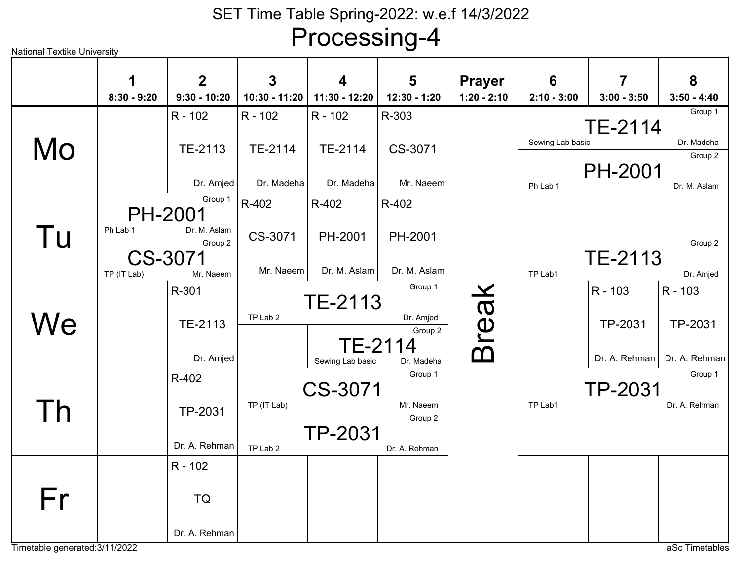# SET Time Table Spring-2022: w.e.f 14/3/2022

## Processing-4

National Textike University

| | 1<br>8:30 - 9:20 | 2<br>9:30 - 10:20 | 3<br>10:30 - 11:20 | 4<br>11:30 - 12:20 | 5<br>12:30 - 1:20 | Prayer<br>1:20 - 2:10 | 6<br>2:10 - 3:00 | 7<br>3:00 - 3:50 | 8<br>3:50 - 4:40 |
|---|---|---|---|---|---|---|---|---|---|
| Mo | | R - 102<br>TE-2113<br>Dr. Amjed | R - 102<br>TE-2114<br>Dr. Madeha | R - 102<br>TE-2114<br>Dr. Madeha | R-303<br>CS-3071<br>Mr. Naeem | Break | Group 1: TE-2114, Sewing Lab basic, Dr. Madeha<br>Group 2: PH-2001, Ph Lab 1, Dr. M. Aslam | | |
| Tu | Group 1: PH-2001, Ph Lab 1, Dr. M. Aslam<br>Group 2: CS-3071, TP (IT Lab), Mr. Naeem | | R-402<br>CS-3071<br>Mr. Naeem | R-402<br>PH-2001<br>Dr. M. Aslam | R-402<br>PH-2001<br>Dr. M. Aslam | Break | Group 2: TE-2113, TP Lab1, Dr. Amjed | | |
| We | | R-301<br>TE-2113<br>Dr. Amjed | Group 1: TE-2113, TP Lab 2, Dr. Amjed | Group 2: TE-2114, Sewing Lab basic, Dr. Madeha | | Break | | R - 103<br>TP-2031<br>Dr. A. Rehman | R - 103<br>TP-2031<br>Dr. A. Rehman |
| Th | | R-402<br>TP-2031<br>Dr. A. Rehman | Group 1: CS-3071, TP (IT Lab), Mr. Naeem<br>Group 2: TP-2031, TP Lab 2, Dr. A. Rehman | | | Break | Group 1: TP-2031, TP Lab1, Dr. A. Rehman | | |
| Fr | | R - 102<br>TQ<br>Dr. A. Rehman | | | | Break | | | |

Timetable generated:3/11/2022

aSc Timetables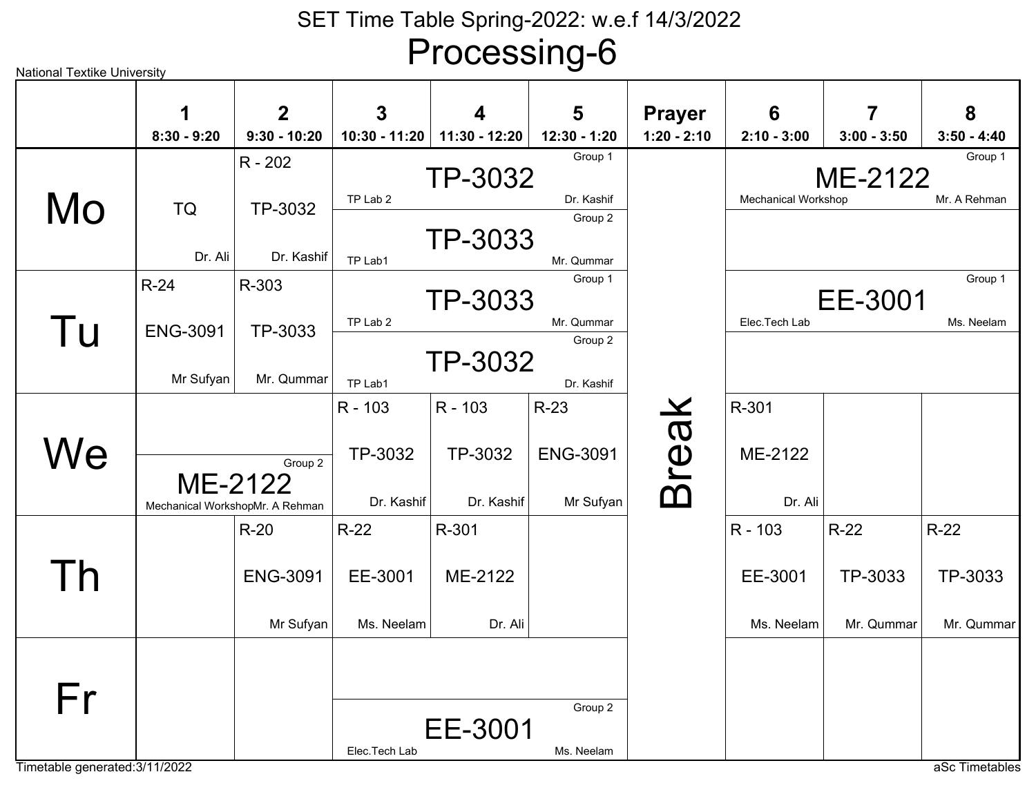# SET Time Table Spring-2022: w.e.f 14/3/2022

## Processing-6

National Textike University

| | 1<br>8:30 - 9:20 | 2<br>9:30 - 10:20 | 3<br>10:30 - 11:20 | 4<br>11:30 - 12:20 | 5<br>12:30 - 1:20 | Prayer<br>1:20 - 2:10 | 6<br>2:10 - 3:00 | 7<br>3:00 - 3:50 | 8<br>3:50 - 4:40 |
|---|---|---|---|---|---|---|---|---|---|
| Mo | TQ<br>Dr. Ali | R - 202<br>TP-3032<br>Dr. Kashif | Group 1: TP-3032, TP Lab 2, Dr. Kashif<br>Group 2: TP-3033, TP Lab1, Mr. Qummar | | | Break | Group 1: ME-2122, Mechanical Workshop, Mr. A Rehman | | |
| Tu | R-24<br>ENG-3091<br>Mr Sufyan | R-303<br>TP-3033<br>Mr. Qummar | Group 1: TP-3033, TP Lab 2, Mr. Qummar<br>Group 2: TP-3032, TP Lab1, Dr. Kashif | | | | Group 1: EE-3001, Elec.Tech Lab, Ms. Neelam | | |
| We | Group 2: ME-2122, Mechanical Workshop, Mr. A Rehman | | R - 103<br>TP-3032<br>Dr. Kashif | R - 103<br>TP-3032<br>Dr. Kashif | R-23<br>ENG-3091<br>Mr Sufyan | | R-301<br>ME-2122<br>Dr. Ali | | |
| Th | | R-20<br>ENG-3091<br>Mr Sufyan | R-22<br>EE-3001<br>Ms. Neelam | R-301<br>ME-2122<br>Dr. Ali | | | R - 103<br>EE-3001<br>Ms. Neelam | R-22<br>TP-3033<br>Mr. Qummar | R-22<br>TP-3033<br>Mr. Qummar |
| Fr | | | Group 2: EE-3001, Elec.Tech Lab, Ms. Neelam | | | | | | |

Timetable generated:3/11/2022

aSc Timetables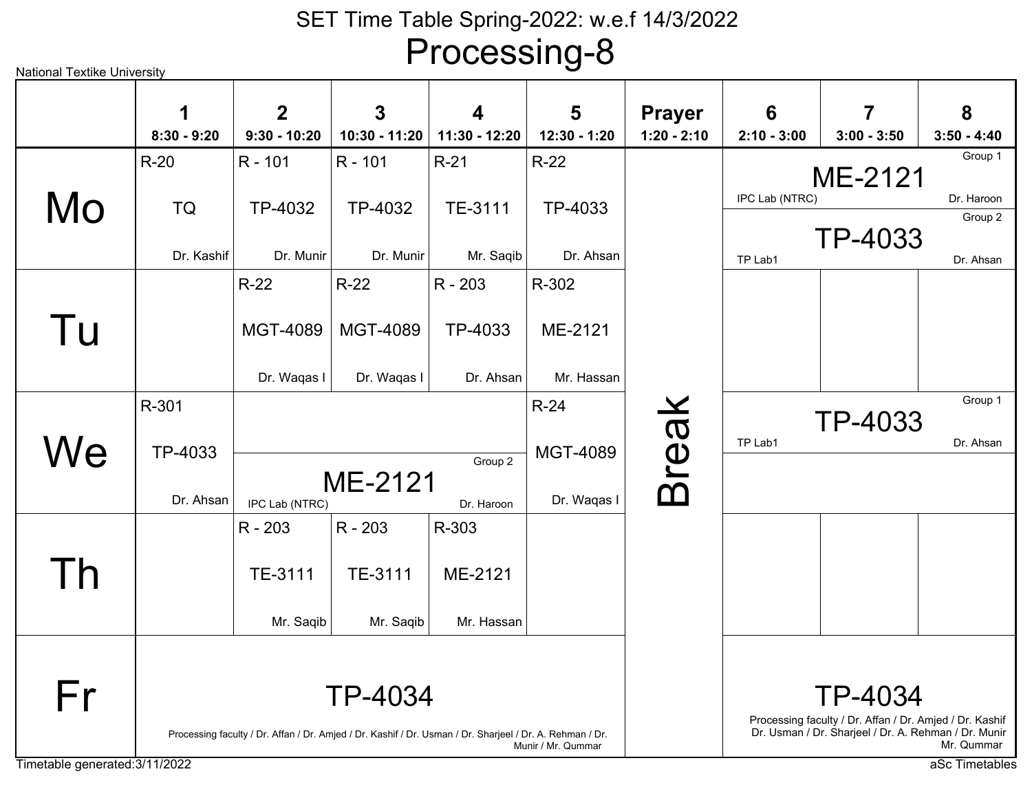# SET Time Table Spring-2022: w.e.f 14/3/2022

## Processing-8

National Textike University

| | 1<br>8:30 - 9:20 | 2<br>9:30 - 10:20 | 3<br>10:30 - 11:20 | 4<br>11:30 - 12:20 | 5<br>12:30 - 1:20 | Prayer<br>1:20 - 2:10 | 6<br>2:10 - 3:00 | 7<br>3:00 - 3:50 | 8<br>3:50 - 4:40 |
|---|---|---|---|---|---|---|---|---|---|
| Mo | R-20<br>TQ<br>Dr. Kashif | R - 101<br>TP-4032<br>Dr. Munir | R - 101<br>TP-4032<br>Dr. Munir | R-21<br>TE-3111<br>Mr. Saqib | R-22<br>TP-4033<br>Dr. Ahsan | Break | Group 1: ME-2121, IPC Lab (NTRC), Dr. Haroon<br>Group 2: TP-4033, TP Lab1, Dr. Ahsan | | |
| Tu | | R-22<br>MGT-4089<br>Dr. Waqas I | R-22<br>MGT-4089<br>Dr. Waqas I | R - 203<br>TP-4033<br>Dr. Ahsan | R-302<br>ME-2121<br>Mr. Hassan | Break | | | |
| We | R-301<br>TP-4033<br>Dr. Ahsan | Group 2: ME-2121, IPC Lab (NTRC), Dr. Haroon | | | R-24<br>MGT-4089<br>Dr. Waqas I | Break | Group 1: TP-4033, TP Lab1, Dr. Ahsan | | |
| Th | | R - 203<br>TE-3111<br>Mr. Saqib | R - 203<br>TE-3111<br>Mr. Saqib | R-303<br>ME-2121<br>Mr. Hassan | | Break | | | |
| Fr | TP-4034<br>Processing faculty / Dr. Affan / Dr. Amjed / Dr. Kashif / Dr. Usman / Dr. Sharjeel / Dr. A. Rehman / Dr. Munir / Mr. Qummar | | | | | Break | TP-4034<br>Processing faculty / Dr. Affan / Dr. Amjed / Dr. Kashif Dr. Usman / Dr. Sharjeel / Dr. A. Rehman / Dr. Munir Mr. Qummar | | |

Timetable generated:3/11/2022

aSc Timetables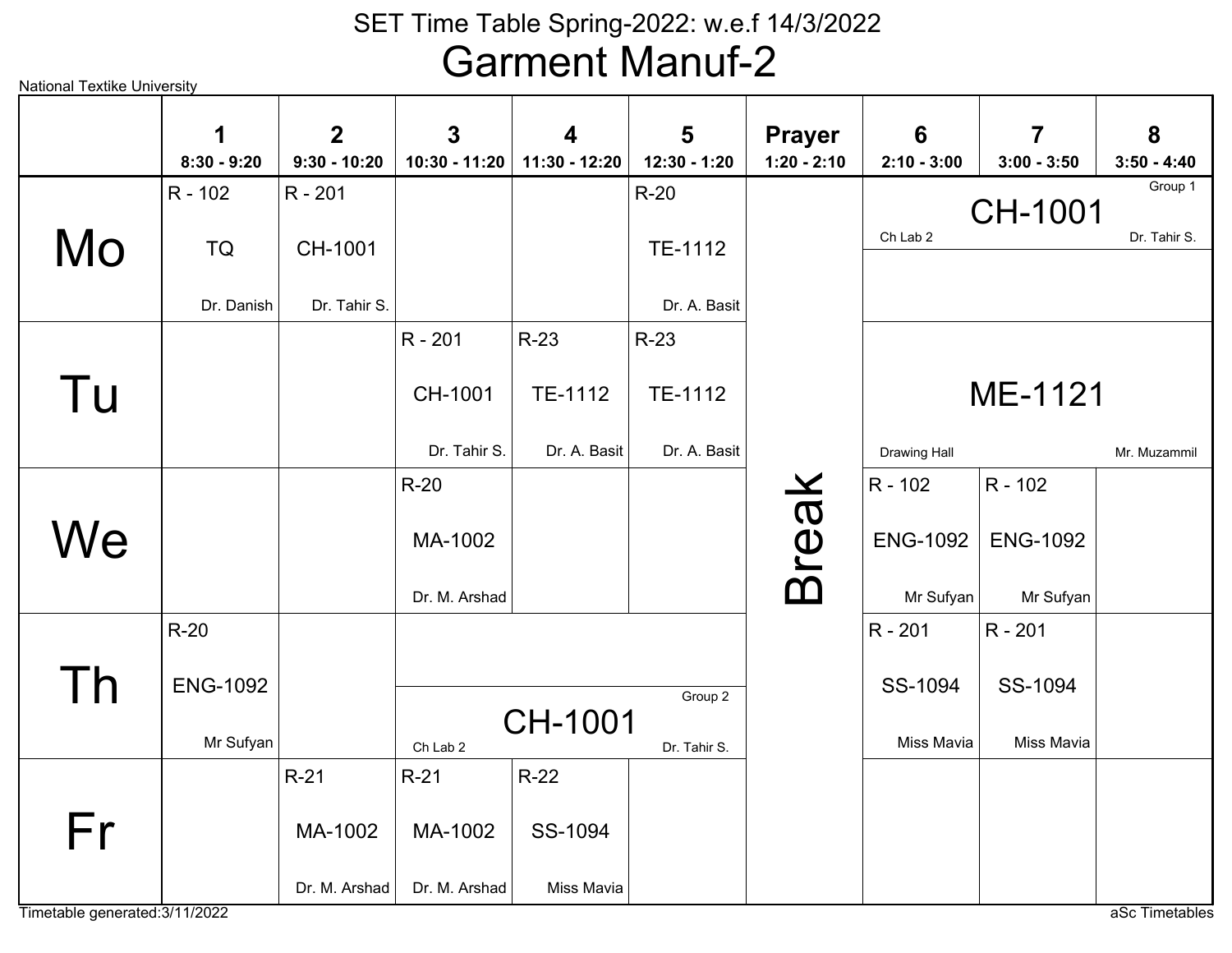# SET Time Table Spring-2022: w.e.f 14/3/2022

## Garment Manuf-2

National Textike University

| | 1<br>8:30 - 9:20 | 2<br>9:30 - 10:20 | 3<br>10:30 - 11:20 | 4<br>11:30 - 12:20 | 5<br>12:30 - 1:20 | Prayer<br>1:20 - 2:10 | 6<br>2:10 - 3:00 | 7<br>3:00 - 3:50 | 8<br>3:50 - 4:40 |
|---|---|---|---|---|---|---|---|---|---|
| Mo | R - 102<br>TQ<br>Dr. Danish | R - 201<br>CH-1001<br>Dr. Tahir S. | | | R-20<br>TE-1112<br>Dr. A. Basit | Break | CH-1001 (Group 1)<br>Ch Lab 2<br>Dr. Tahir S. | | |
| Tu | | | R - 201<br>CH-1001<br>Dr. Tahir S. | R-23<br>TE-1112<br>Dr. A. Basit | R-23<br>TE-1112<br>Dr. A. Basit | | ME-1121<br>Drawing Hall<br>Mr. Muzammil | | |
| We | | | R-20<br>MA-1002<br>Dr. M. Arshad | | | | R - 102<br>ENG-1092<br>Mr Sufyan | R - 102<br>ENG-1092<br>Mr Sufyan | |
| Th | R-20<br>ENG-1092<br>Mr Sufyan | | CH-1001 (Group 2)<br>Ch Lab 2<br>Dr. Tahir S. | | | | R - 201<br>SS-1094<br>Miss Mavia | R - 201<br>SS-1094<br>Miss Mavia | |
| Fr | | R-21<br>MA-1002<br>Dr. M. Arshad | R-21<br>MA-1002<br>Dr. M. Arshad | R-22<br>SS-1094<br>Miss Mavia | | | | | |

Timetable generated:3/11/2022

aSc Timetables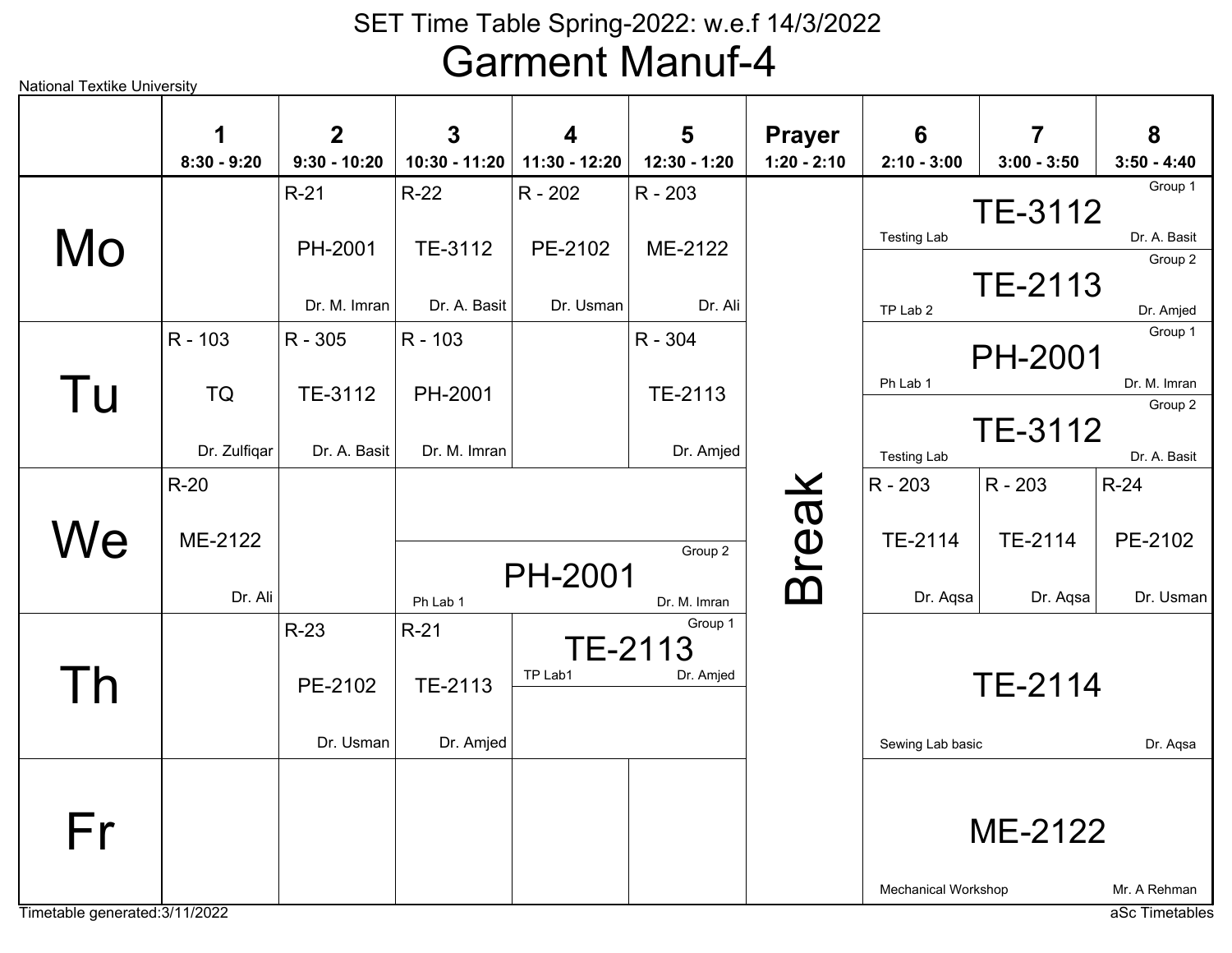# SET Time Table Spring-2022: w.e.f 14/3/2022

## Garment Manuf-4

National Textike University

| | 1<br>8:30 - 9:20 | 2<br>9:30 - 10:20 | 3<br>10:30 - 11:20 | 4<br>11:30 - 12:20 | 5<br>12:30 - 1:20 | Prayer<br>1:20 - 2:10 | 6<br>2:10 - 3:00 | 7<br>3:00 - 3:50 | 8<br>3:50 - 4:40 |
|---|---|---|---|---|---|---|---|---|---|
| Mo | | R-21<br>PH-2001<br>Dr. M. Imran | R-22<br>TE-3112<br>Dr. A. Basit | R - 202<br>PE-2102<br>Dr. Usman | R - 203<br>ME-2122<br>Dr. Ali | Break | Group 1: TE-3112, Testing Lab, Dr. A. Basit<br>Group 2: TE-2113, TP Lab 2, Dr. Amjed | | |
| Tu | R - 103<br>TQ<br>Dr. Zulfiqar | R - 305<br>TE-3112<br>Dr. A. Basit | R - 103<br>PH-2001<br>Dr. M. Imran | | R - 304<br>TE-2113<br>Dr. Amjed | Break | Group 1: PH-2001, Ph Lab 1, Dr. M. Imran<br>Group 2: TE-3112, Testing Lab, Dr. A. Basit | | |
| We | R-20<br>ME-2122<br>Dr. Ali | | Group 2: PH-2001, Ph Lab 1, Dr. M. Imran | | | Break | R - 203<br>TE-2114<br>Dr. Aqsa | R - 203<br>TE-2114<br>Dr. Aqsa | R-24<br>PE-2102<br>Dr. Usman |
| Th | | R-23<br>PE-2102<br>Dr. Usman | R-21<br>TE-2113<br>Dr. Amjed | Group 1: TE-2113, TP Lab1, Dr. Amjed | | Break | TE-2114<br>Sewing Lab basic<br>Dr. Aqsa | | |
| Fr | | | | | | Break | ME-2122<br>Mechanical Workshop<br>Mr. A Rehman | | |

Timetable generated:3/11/2022

aSc Timetables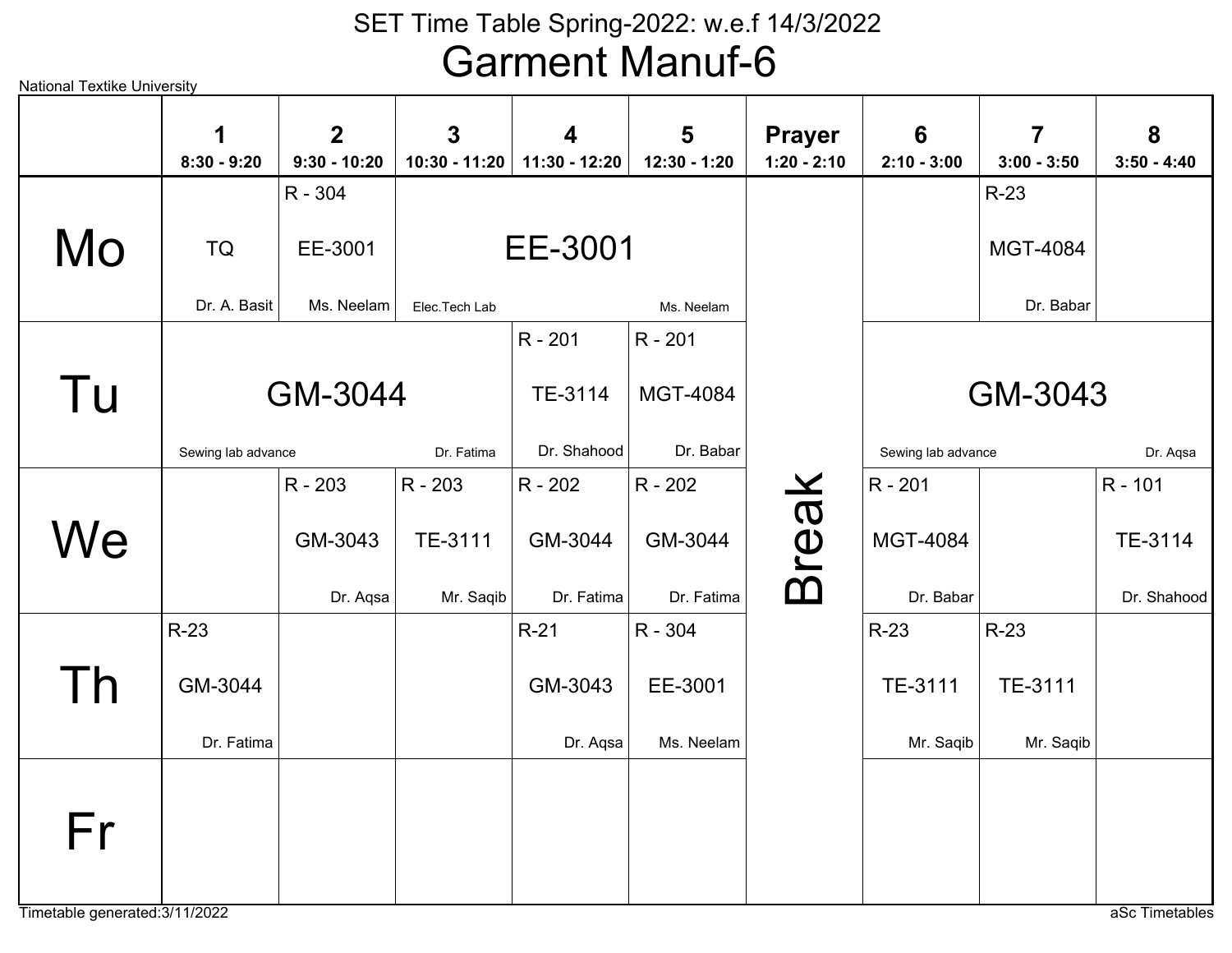# SET Time Table Spring-2022: w.e.f 14/3/2022

## Garment Manuf-6

National Textike University

| | 1<br>8:30 - 9:20 | 2<br>9:30 - 10:20 | 3<br>10:30 - 11:20 | 4<br>11:30 - 12:20 | 5<br>12:30 - 1:20 | Prayer<br>1:20 - 2:10 | 6<br>2:10 - 3:00 | 7<br>3:00 - 3:50 | 8<br>3:50 - 4:40 |
|---|---|---|---|---|---|---|---|---|---|
| Mo | TQ<br>Dr. A. Basit | R - 304<br>EE-3001<br>Ms. Neelam | EE-3001<br>Elec.Tech Lab<br>Ms. Neelam | | | Break | | R-23<br>MGT-4084<br>Dr. Babar | |
| Tu | GM-3044<br>Sewing lab advance<br>Dr. Fatima | | | R - 201<br>TE-3114<br>Dr. Shahood | R - 201<br>MGT-4084<br>Dr. Babar | | GM-3043<br>Sewing lab advance<br>Dr. Aqsa | | |
| We | | R - 203<br>GM-3043<br>Dr. Aqsa | R - 203<br>TE-3111<br>Mr. Saqib | R - 202<br>GM-3044<br>Dr. Fatima | R - 202<br>GM-3044<br>Dr. Fatima | | R - 201<br>MGT-4084<br>Dr. Babar | | R - 101<br>TE-3114<br>Dr. Shahood |
| Th | R-23<br>GM-3044<br>Dr. Fatima | | | R-21<br>GM-3043<br>Dr. Aqsa | R - 304<br>EE-3001<br>Ms. Neelam | | R-23<br>TE-3111<br>Mr. Saqib | R-23<br>TE-3111<br>Mr. Saqib | |
| Fr | | | | | | | | | |

Timetable generated:3/11/2022

aSc Timetables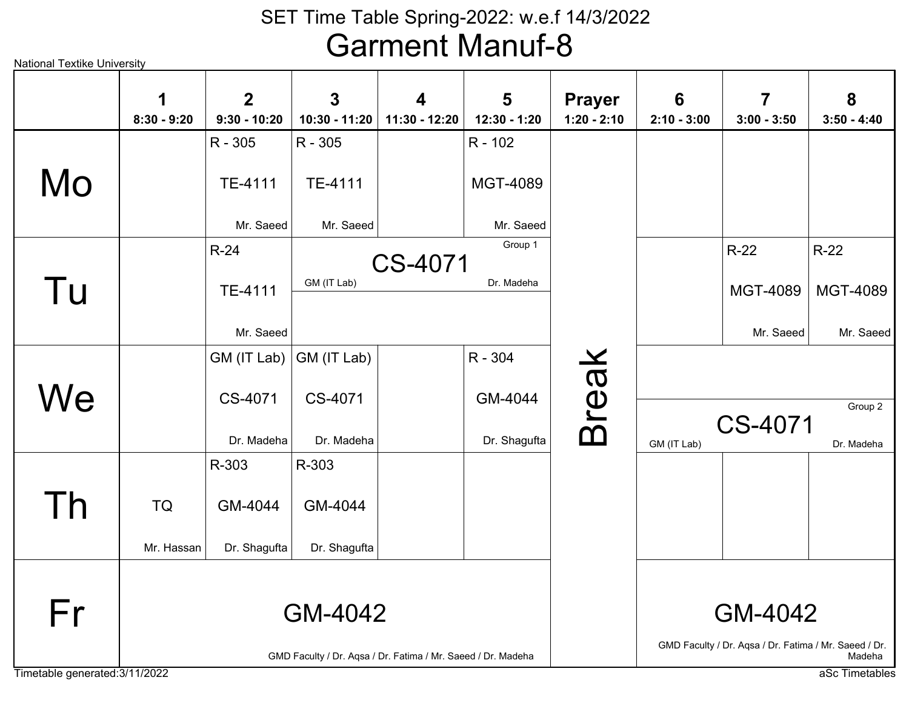# SET Time Table Spring-2022: w.e.f 14/3/2022

## Garment Manuf-8

National Textike University

| | 1<br>8:30 - 9:20 | 2<br>9:30 - 10:20 | 3<br>10:30 - 11:20 | 4<br>11:30 - 12:20 | 5<br>12:30 - 1:20 | Prayer<br>1:20 - 2:10 | 6<br>2:10 - 3:00 | 7<br>3:00 - 3:50 | 8<br>3:50 - 4:40 |
|---|---|---|---|---|---|---|---|---|---|
| Mo | | R - 305<br>TE-4111<br>Mr. Saeed | R - 305<br>TE-4111<br>Mr. Saeed | | R - 102<br>MGT-4089<br>Mr. Saeed | Break | | | |
| Tu | | R-24<br>TE-4111<br>Mr. Saeed | CS-4071 (Group 1)<br>GM (IT Lab)<br>Dr. Madeha | | | | | R-22<br>MGT-4089<br>Mr. Saeed | R-22<br>MGT-4089<br>Mr. Saeed |
| We | | GM (IT Lab)<br>CS-4071<br>Dr. Madeha | GM (IT Lab)<br>CS-4071<br>Dr. Madeha | | R - 304<br>GM-4044<br>Dr. Shagufta | | CS-4071 (Group 2)<br>GM (IT Lab)<br>Dr. Madeha | | |
| Th | TQ<br>Mr. Hassan | R-303<br>GM-4044<br>Dr. Shagufta | R-303<br>GM-4044<br>Dr. Shagufta | | | | | | |
| Fr | GM-4042<br>GMD Faculty / Dr. Aqsa / Dr. Fatima / Mr. Saeed / Dr. Madeha | | | | | | GM-4042<br>GMD Faculty / Dr. Aqsa / Dr. Fatima / Mr. Saeed / Dr. Madeha | | |

Timetable generated:3/11/2022

aSc Timetables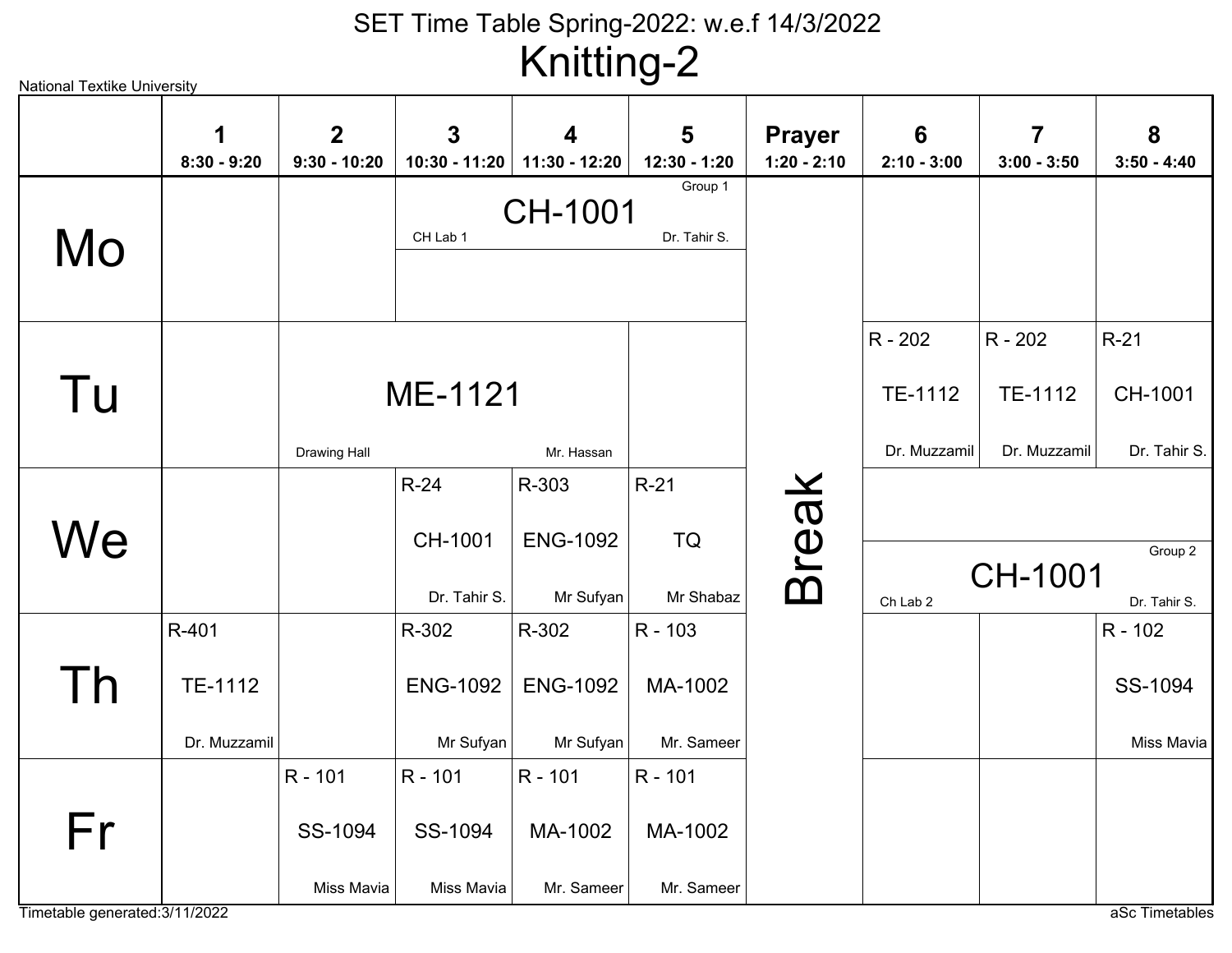# SET Time Table Spring-2022: w.e.f 14/3/2022

## Knitting-2

National Textike University

| | 1<br>8:30 - 9:20 | 2<br>9:30 - 10:20 | 3<br>10:30 - 11:20 | 4<br>11:30 - 12:20 | 5<br>12:30 - 1:20 | Prayer<br>1:20 - 2:10 | 6<br>2:10 - 3:00 | 7<br>3:00 - 3:50 | 8<br>3:50 - 4:40 |
|---|---|---|---|---|---|---|---|---|---|
| Mo | | | CH-1001 (Group 1)<br>CH Lab 1<br>Dr. Tahir S. | | | Break | | | |
| Tu | | ME-1121<br>Drawing Hall<br>Mr. Hassan | | | | | R - 202<br>TE-1112<br>Dr. Muzzamil | R - 202<br>TE-1112<br>Dr. Muzzamil | R-21<br>CH-1001<br>Dr. Tahir S. |
| We | | | R-24<br>CH-1001<br>Dr. Tahir S. | R-303<br>ENG-1092<br>Mr Sufyan | R-21<br>TQ<br>Mr Shabaz | | CH-1001 (Group 2)<br>Ch Lab 2<br>Dr. Tahir S. | | |
| Th | R-401<br>TE-1112<br>Dr. Muzzamil | | R-302<br>ENG-1092<br>Mr Sufyan | R-302<br>ENG-1092<br>Mr Sufyan | R - 103<br>MA-1002<br>Mr. Sameer | | | | R - 102<br>SS-1094<br>Miss Mavia |
| Fr | | R - 101<br>SS-1094<br>Miss Mavia | R - 101<br>SS-1094<br>Miss Mavia | R - 101<br>MA-1002<br>Mr. Sameer | R - 101<br>MA-1002<br>Mr. Sameer | | | | |

Timetable generated:3/11/2022

aSc Timetables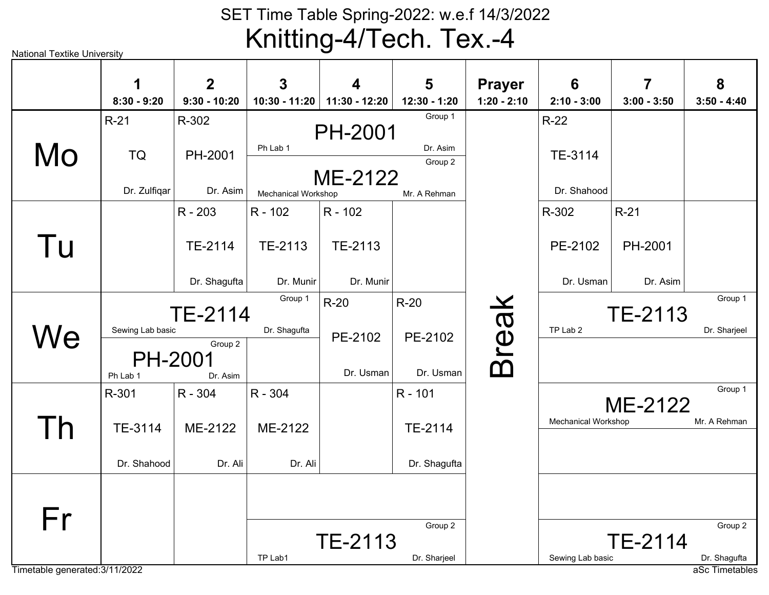# SET Time Table Spring-2022: w.e.f 14/3/2022

## Knitting-4/Tech. Tex.-4

National Textike University

| | 1<br>8:30 - 9:20 | 2<br>9:30 - 10:20 | 3<br>10:30 - 11:20 | 4<br>11:30 - 12:20 | 5<br>12:30 - 1:20 | Prayer<br>1:20 - 2:10 | 6<br>2:10 - 3:00 | 7<br>3:00 - 3:50 | 8<br>3:50 - 4:40 |
|---|---|---|---|---|---|---|---|---|---|
| Mo | R-21 TQ Dr. Zulfiqar | R-302 PH-2001 Dr. Asim | Group 1: PH-2001, Ph Lab 1, Dr. Asim; Group 2: ME-2122, Mechanical Workshop, Mr. A Rehman | | | Break | R-22 TE-3114 Dr. Shahood | | |
| Tu | | R - 203 TE-2114 Dr. Shagufta | R - 102 TE-2113 Dr. Munir | R - 102 TE-2113 Dr. Munir | | Break | R-302 PE-2102 Dr. Usman | R-21 PH-2001 Dr. Asim | |
| We | Group 1: TE-2114, Sewing Lab basic, Dr. Shagufta; Group 2: PH-2001, Ph Lab 1, Dr. Asim | | | R-20 PE-2102 Dr. Usman | R-20 PE-2102 Dr. Usman | Break | Group 1: TE-2113, TP Lab 2, Dr. Sharjeel | | |
| Th | R-301 TE-3114 Dr. Shahood | R - 304 ME-2122 Dr. Ali | R - 304 ME-2122 Dr. Ali | | R - 101 TE-2114 Dr. Shagufta | Break | Group 1: ME-2122, Mechanical Workshop, Mr. A Rehman | | |
| Fr | | | Group 2: TE-2113, TP Lab1, Dr. Sharjeel | | | Break | Group 2: TE-2114, Sewing Lab basic, Dr. Shagufta | | |

Timetable generated:3/11/2022

aSc Timetables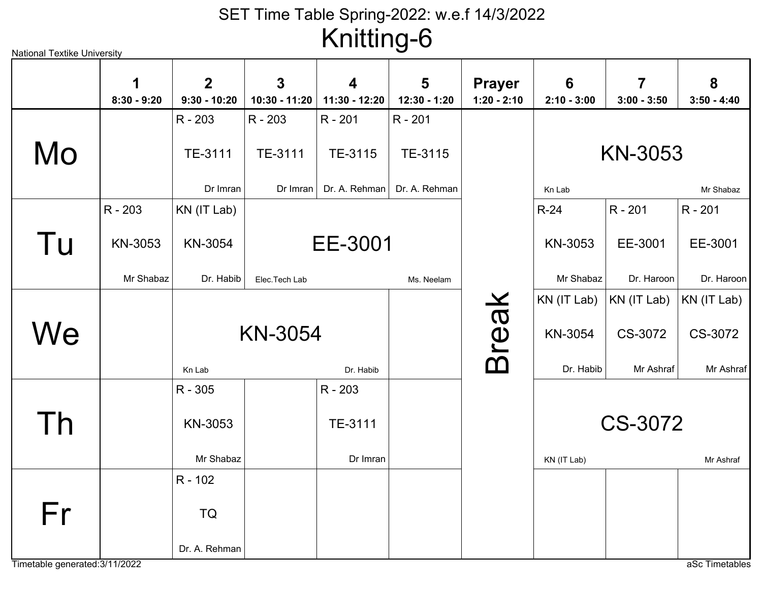# SET Time Table Spring-2022: w.e.f 14/3/2022

## Knitting-6

National Textike University

| | 1<br>8:30 - 9:20 | 2<br>9:30 - 10:20 | 3<br>10:30 - 11:20 | 4<br>11:30 - 12:20 | 5<br>12:30 - 1:20 | Prayer<br>1:20 - 2:10 | 6<br>2:10 - 3:00 | 7<br>3:00 - 3:50 | 8<br>3:50 - 4:40 |
|---|---|---|---|---|---|---|---|---|---|
| Mo | | R - 203<br>TE-3111<br>Dr Imran | R - 203<br>TE-3111<br>Dr Imran | R - 201<br>TE-3115<br>Dr. A. Rehman | R - 201<br>TE-3115<br>Dr. A. Rehman | Break | KN-3053<br>Kn Lab<br>Mr Shabaz | | |
| Tu | R - 203<br>KN-3053<br>Mr Shabaz | KN (IT Lab)<br>KN-3054<br>Dr. Habib | EE-3001<br>Elec.Tech Lab<br>Ms. Neelam | | | | R-24<br>KN-3053<br>Mr Shabaz | R - 201<br>EE-3001<br>Dr. Haroon | R - 201<br>EE-3001<br>Dr. Haroon |
| We | | KN-3054<br>Kn Lab<br>Dr. Habib | | | | | KN (IT Lab)<br>KN-3054<br>Dr. Habib | KN (IT Lab)<br>CS-3072<br>Mr Ashraf | KN (IT Lab)<br>CS-3072<br>Mr Ashraf |
| Th | | R - 305<br>KN-3053<br>Mr Shabaz | | R - 203<br>TE-3111<br>Dr Imran | | | CS-3072<br>KN (IT Lab)<br>Mr Ashraf | | |
| Fr | | R - 102<br>TQ<br>Dr. A. Rehman | | | | | | | |

Timetable generated:3/11/2022

aSc Timetables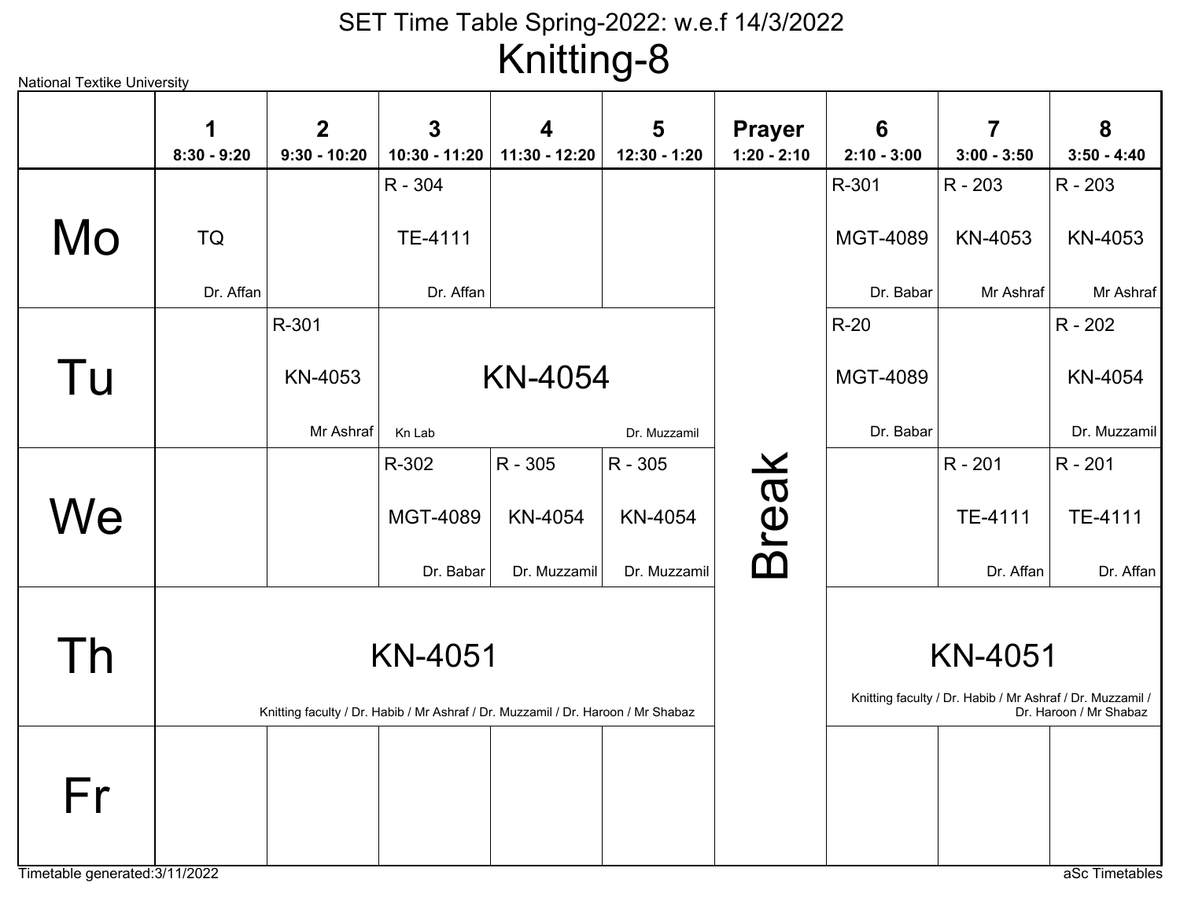# SET Time Table Spring-2022: w.e.f 14/3/2022

# Knitting-8

National Textike University

| | 1<br>8:30 - 9:20 | 2<br>9:30 - 10:20 | 3<br>10:30 - 11:20 | 4<br>11:30 - 12:20 | 5<br>12:30 - 1:20 | Prayer<br>1:20 - 2:10 | 6<br>2:10 - 3:00 | 7<br>3:00 - 3:50 | 8<br>3:50 - 4:40 |
|---|---|---|---|---|---|---|---|---|---|
| Mo | TQ<br>Dr. Affan | | R - 304<br>TE-4111<br>Dr. Affan | | | Break | R-301<br>MGT-4089<br>Dr. Babar | R - 203<br>KN-4053<br>Mr Ashraf | R - 203<br>KN-4053<br>Mr Ashraf |
| Tu | | R-301<br>KN-4053<br>Mr Ashraf | KN-4054<br>Kn Lab<br>Dr. Muzzamil | | | Break | R-20<br>MGT-4089<br>Dr. Babar | | R - 202<br>KN-4054<br>Dr. Muzzamil |
| We | | | R-302<br>MGT-4089<br>Dr. Babar | R - 305<br>KN-4054<br>Dr. Muzzamil | R - 305<br>KN-4054<br>Dr. Muzzamil | Break | | R - 201<br>TE-4111<br>Dr. Affan | R - 201<br>TE-4111<br>Dr. Affan |
| Th | KN-4051<br>Knitting faculty / Dr. Habib / Mr Ashraf / Dr. Muzzamil / Dr. Haroon / Mr Shabaz | | | | | Break | KN-4051<br>Knitting faculty / Dr. Habib / Mr Ashraf / Dr. Muzzamil / Dr. Haroon / Mr Shabaz | | |
| Fr | | | | | | Break | | | |

Timetable generated:3/11/2022

aSc Timetables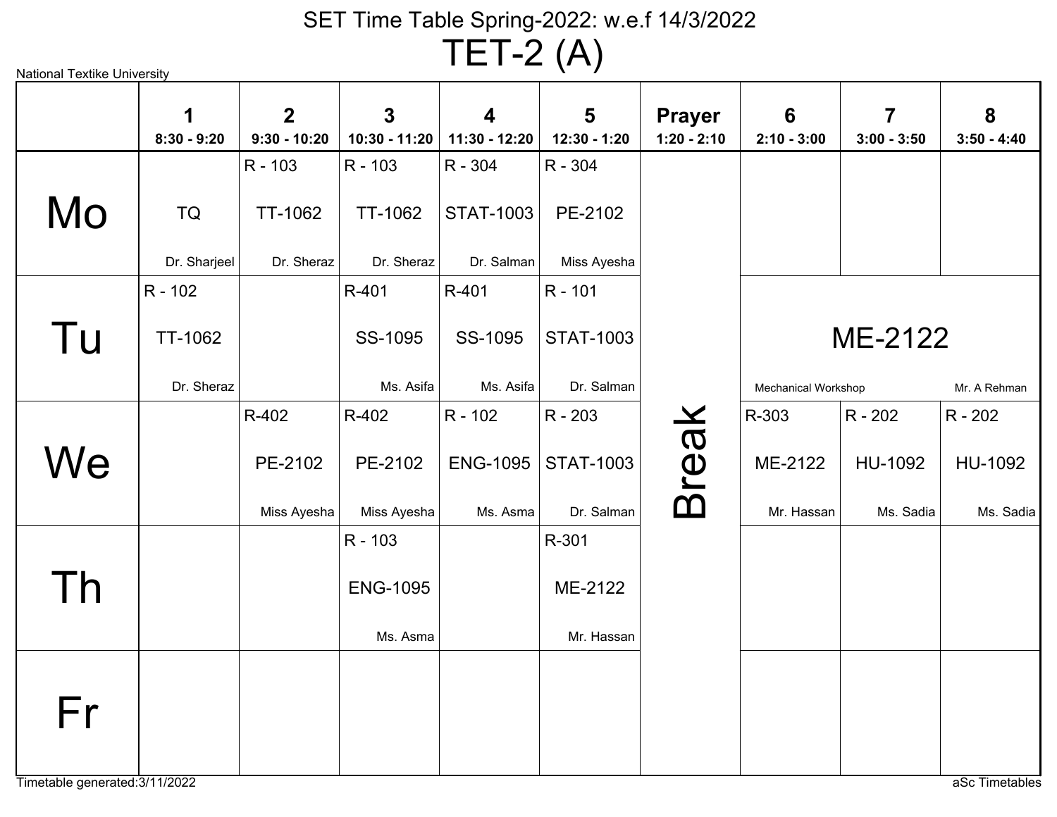# SET Time Table Spring-2022: w.e.f 14/3/2022

## TET-2 (A)

National Textike University

| | 1<br>8:30 - 9:20 | 2<br>9:30 - 10:20 | 3<br>10:30 - 11:20 | 4<br>11:30 - 12:20 | 5<br>12:30 - 1:20 | Prayer<br>1:20 - 2:10 | 6<br>2:10 - 3:00 | 7<br>3:00 - 3:50 | 8<br>3:50 - 4:40 |
|---|---|---|---|---|---|---|---|---|---|
| **Mo** | TQ<br>Dr. Sharjeel | R - 103<br>TT-1062<br>Dr. Sheraz | R - 103<br>TT-1062<br>Dr. Sheraz | R - 304<br>STAT-1003<br>Dr. Salman | R - 304<br>PE-2102<br>Miss Ayesha | Break | | | |
| **Tu** | R - 102<br>TT-1062<br>Dr. Sheraz | | R-401<br>SS-1095<br>Ms. Asifa | R-401<br>SS-1095<br>Ms. Asifa | R - 101<br>STAT-1003<br>Dr. Salman | Break | ME-2122<br>Mechanical Workshop<br>Mr. A Rehman | | |
| **We** | | R-402<br>PE-2102<br>Miss Ayesha | R-402<br>PE-2102<br>Miss Ayesha | R - 102<br>ENG-1095<br>Ms. Asma | R - 203<br>STAT-1003<br>Dr. Salman | Break | R-303<br>ME-2122<br>Mr. Hassan | R - 202<br>HU-1092<br>Ms. Sadia | R - 202<br>HU-1092<br>Ms. Sadia |
| **Th** | | | R - 103<br>ENG-1095<br>Ms. Asma | | R-301<br>ME-2122<br>Mr. Hassan | Break | | | |
| **Fr** | | | | | | Break | | | |

Timetable generated:3/11/2022

aSc Timetables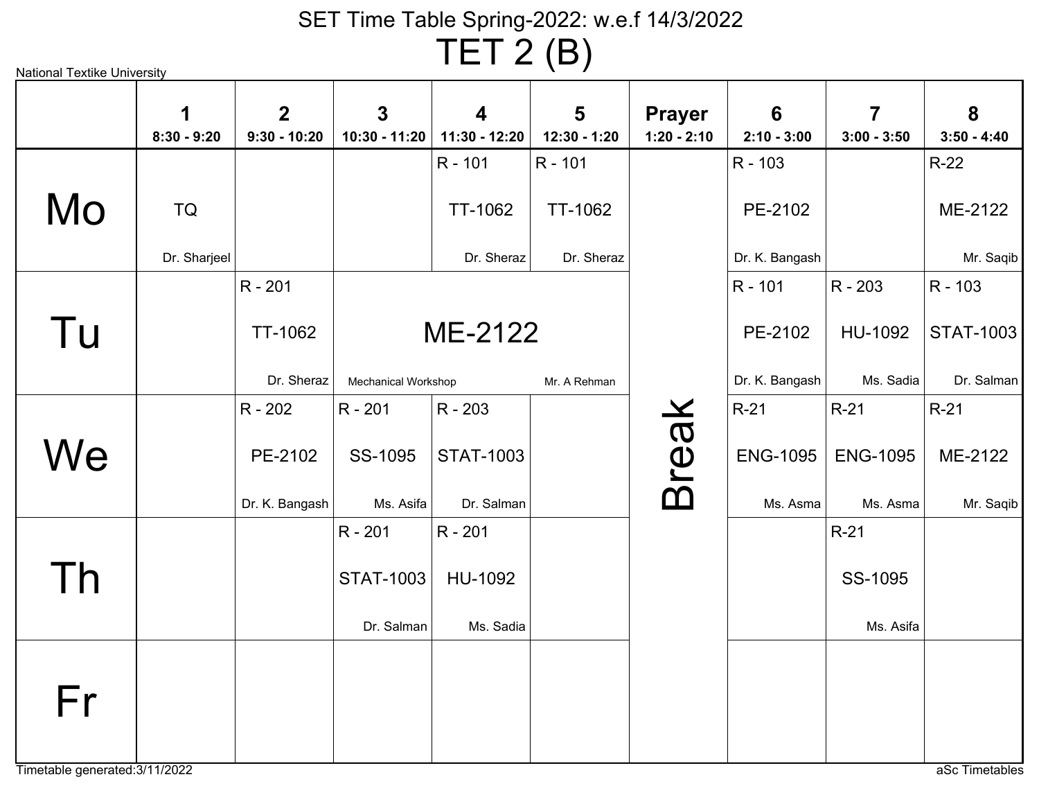# SET Time Table Spring-2022: w.e.f 14/3/2022

## TET 2 (B)

National Textike University

| | 1<br>8:30 - 9:20 | 2<br>9:30 - 10:20 | 3<br>10:30 - 11:20 | 4<br>11:30 - 12:20 | 5<br>12:30 - 1:20 | Prayer<br>1:20 - 2:10 | 6<br>2:10 - 3:00 | 7<br>3:00 - 3:50 | 8<br>3:50 - 4:40 |
|---|---|---|---|---|---|---|---|---|---|
| Mo | TQ<br>Dr. Sharjeel | | | R - 101<br>TT-1062<br>Dr. Sheraz | R - 101<br>TT-1062<br>Dr. Sheraz | Break | R - 103<br>PE-2102<br>Dr. K. Bangash | | R-22<br>ME-2122<br>Mr. Saqib |
| Tu | | R - 201<br>TT-1062<br>Dr. Sheraz | ME-2122<br>Mechanical Workshop<br>Mr. A Rehman | | | | R - 101<br>PE-2102<br>Dr. K. Bangash | R - 203<br>HU-1092<br>Ms. Sadia | R - 103<br>STAT-1003<br>Dr. Salman |
| We | | R - 202<br>PE-2102<br>Dr. K. Bangash | R - 201<br>SS-1095<br>Ms. Asifa | R - 203<br>STAT-1003<br>Dr. Salman | | | R-21<br>ENG-1095<br>Ms. Asma | R-21<br>ENG-1095<br>Ms. Asma | R-21<br>ME-2122<br>Mr. Saqib |
| Th | | | R - 201<br>STAT-1003<br>Dr. Salman | R - 201<br>HU-1092<br>Ms. Sadia | | | | R-21<br>SS-1095<br>Ms. Asifa | |
| Fr | | | | | | | | | |

Timetable generated:3/11/2022

aSc Timetables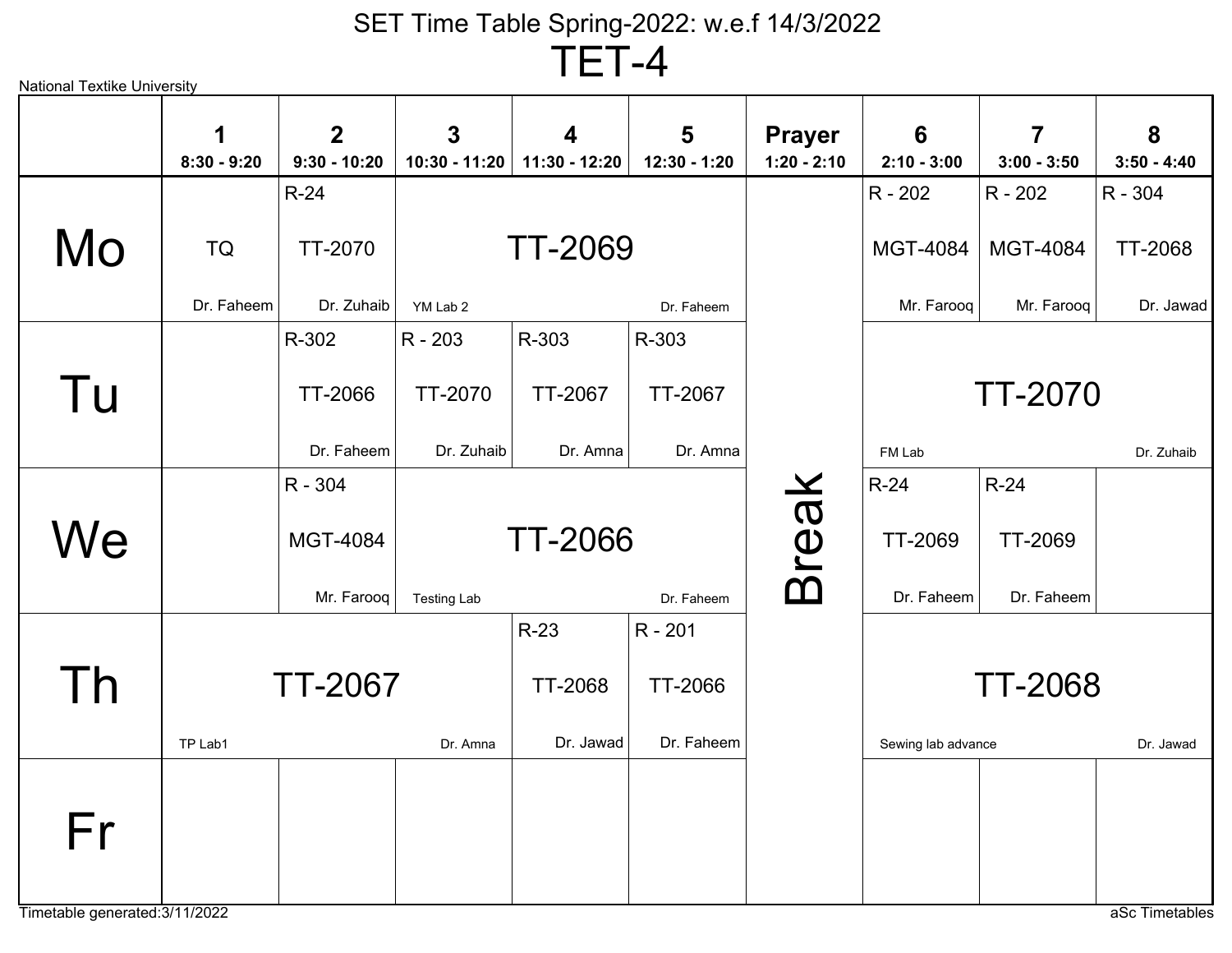# SET Time Table Spring-2022: w.e.f 14/3/2022

## TET-4

National Textike University

| | 1<br>8:30 - 9:20 | 2<br>9:30 - 10:20 | 3<br>10:30 - 11:20 | 4<br>11:30 - 12:20 | 5<br>12:30 - 1:20 | Prayer<br>1:20 - 2:10 | 6<br>2:10 - 3:00 | 7<br>3:00 - 3:50 | 8<br>3:50 - 4:40 |
|---|---|---|---|---|---|---|---|---|---|
| **Mo** | TQ<br>Dr. Faheem | R-24<br>TT-2070<br>Dr. Zuhaib | TT-2069<br>YM Lab 2<br>Dr. Faheem | | | Break | R - 202<br>MGT-4084<br>Mr. Farooq | R - 202<br>MGT-4084<br>Mr. Farooq | R - 304<br>TT-2068<br>Dr. Jawad |
| **Tu** | | R-302<br>TT-2066<br>Dr. Faheem | R - 203<br>TT-2070<br>Dr. Zuhaib | R-303<br>TT-2067<br>Dr. Amna | R-303<br>TT-2067<br>Dr. Amna | | TT-2070<br>FM Lab<br>Dr. Zuhaib | | |
| **We** | | R - 304<br>MGT-4084<br>Mr. Farooq | TT-2066<br>Testing Lab<br>Dr. Faheem | | | | R-24<br>TT-2069<br>Dr. Faheem | R-24<br>TT-2069<br>Dr. Faheem | |
| **Th** | TT-2067<br>TP Lab1<br>Dr. Amna | | | R-23<br>TT-2068<br>Dr. Jawad | R - 201<br>TT-2066<br>Dr. Faheem | | TT-2068<br>Sewing lab advance<br>Dr. Jawad | | |
| **Fr** | | | | | | | | | |

Timetable generated:3/11/2022

aSc Timetables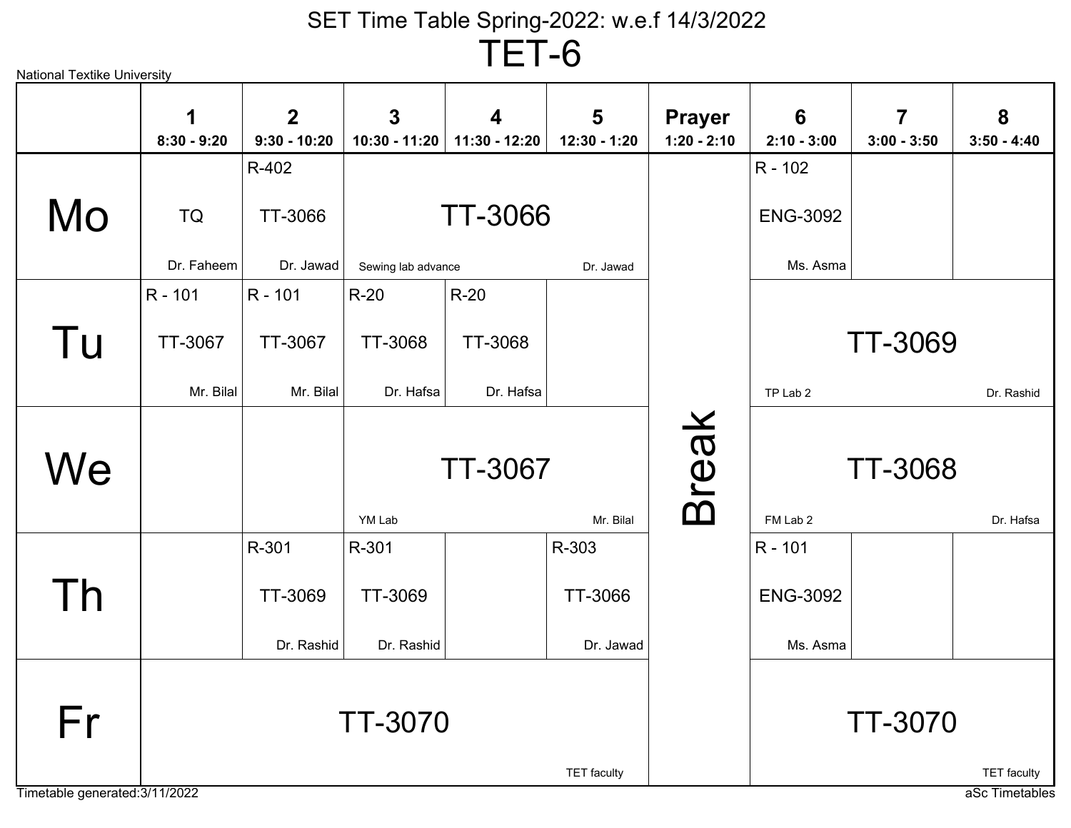# SET Time Table Spring-2022: w.e.f 14/3/2022

## TET-6

National Textike University

| | 1<br>8:30 - 9:20 | 2<br>9:30 - 10:20 | 3<br>10:30 - 11:20 | 4<br>11:30 - 12:20 | 5<br>12:30 - 1:20 | Prayer<br>1:20 - 2:10 | 6<br>2:10 - 3:00 | 7<br>3:00 - 3:50 | 8<br>3:50 - 4:40 |
|---|---|---|---|---|---|---|---|---|---|
| Mo | TQ<br>Dr. Faheem | R-402<br>TT-3066<br>Dr. Jawad | TT-3066<br>Sewing lab advance<br>Dr. Jawad | | | Break | R - 102<br>ENG-3092<br>Ms. Asma | | |
| Tu | R - 101<br>TT-3067<br>Mr. Bilal | R - 101<br>TT-3067<br>Mr. Bilal | R-20<br>TT-3068<br>Dr. Hafsa | R-20<br>TT-3068<br>Dr. Hafsa | | Break | TT-3069<br>TP Lab 2<br>Dr. Rashid | | |
| We | | | TT-3067<br>YM Lab<br>Mr. Bilal | | | Break | TT-3068<br>FM Lab 2<br>Dr. Hafsa | | |
| Th | | R-301<br>TT-3069<br>Dr. Rashid | R-301<br>TT-3069<br>Dr. Rashid | | R-303<br>TT-3066<br>Dr. Jawad | Break | R - 101<br>ENG-3092<br>Ms. Asma | | |
| Fr | TT-3070<br>TET faculty | | | | | Break | TT-3070<br>TET faculty | | |

Timetable generated:3/11/2022

aSc Timetables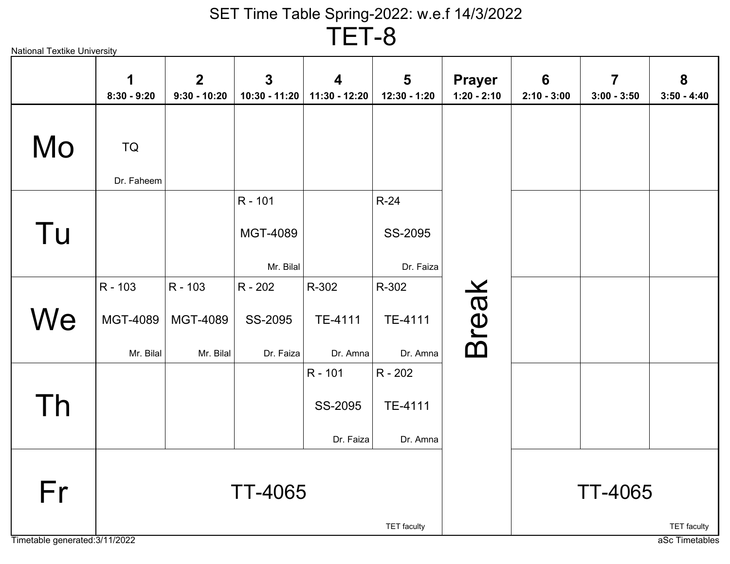# SET Time Table Spring-2022: w.e.f 14/3/2022

## TET-8

National Textike University

| | 1<br>8:30 - 9:20 | 2<br>9:30 - 10:20 | 3<br>10:30 - 11:20 | 4<br>11:30 - 12:20 | 5<br>12:30 - 1:20 | Prayer<br>1:20 - 2:10 | 6<br>2:10 - 3:00 | 7<br>3:00 - 3:50 | 8<br>3:50 - 4:40 |
|---|---|---|---|---|---|---|---|---|---|
| Mo | TQ<br>Dr. Faheem | | | | | Break | | | |
| Tu | | | R - 101<br>MGT-4089<br>Mr. Bilal | | R-24<br>SS-2095<br>Dr. Faiza | | | | |
| We | R - 103<br>MGT-4089<br>Mr. Bilal | R - 103<br>MGT-4089<br>Mr. Bilal | R - 202<br>SS-2095<br>Dr. Faiza | R-302<br>TE-4111<br>Dr. Amna | R-302<br>TE-4111<br>Dr. Amna | | | | |
| Th | | | | R - 101<br>SS-2095<br>Dr. Faiza | R - 202<br>TE-4111<br>Dr. Amna | | | | |
| Fr | TT-4065<br>TET faculty | | | | | | TT-4065<br>TET faculty | | |

Timetable generated:3/11/2022

aSc Timetables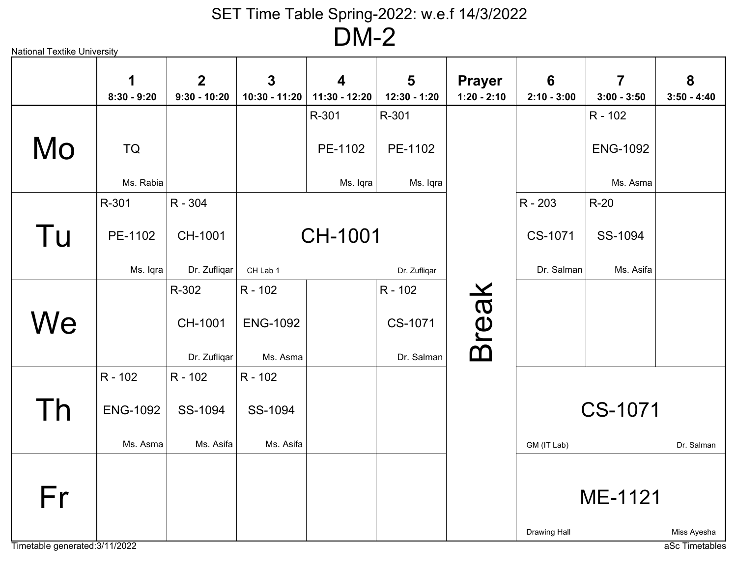# SET Time Table Spring-2022: w.e.f 14/3/2022

## DM-2

National Textike University

| | 1<br>8:30 - 9:20 | 2<br>9:30 - 10:20 | 3<br>10:30 - 11:20 | 4<br>11:30 - 12:20 | 5<br>12:30 - 1:20 | Prayer<br>1:20 - 2:10 | 6<br>2:10 - 3:00 | 7<br>3:00 - 3:50 | 8<br>3:50 - 4:40 |
|---|---|---|---|---|---|---|---|---|---|
| **Mo** | TQ<br>Ms. Rabia | | | R-301<br>PE-1102<br>Ms. Iqra | R-301<br>PE-1102<br>Ms. Iqra | Break | | R - 102<br>ENG-1092<br>Ms. Asma | |
| **Tu** | R-301<br>PE-1102<br>Ms. Iqra | R - 304<br>CH-1001<br>Dr. Zufliqar | CH-1001<br>CH Lab 1<br>Dr. Zufliqar | | | Break | R - 203<br>CS-1071<br>Dr. Salman | R-20<br>SS-1094<br>Ms. Asifa | |
| **We** | | R-302<br>CH-1001<br>Dr. Zufliqar | R - 102<br>ENG-1092<br>Ms. Asma | | R - 102<br>CS-1071<br>Dr. Salman | Break | | | |
| **Th** | R - 102<br>ENG-1092<br>Ms. Asma | R - 102<br>SS-1094<br>Ms. Asifa | R - 102<br>SS-1094<br>Ms. Asifa | | | Break | CS-1071<br>GM (IT Lab)<br>Dr. Salman | | |
| **Fr** | | | | | | Break | ME-1121<br>Drawing Hall<br>Miss Ayesha | | |

Timetable generated:3/11/2022

aSc Timetables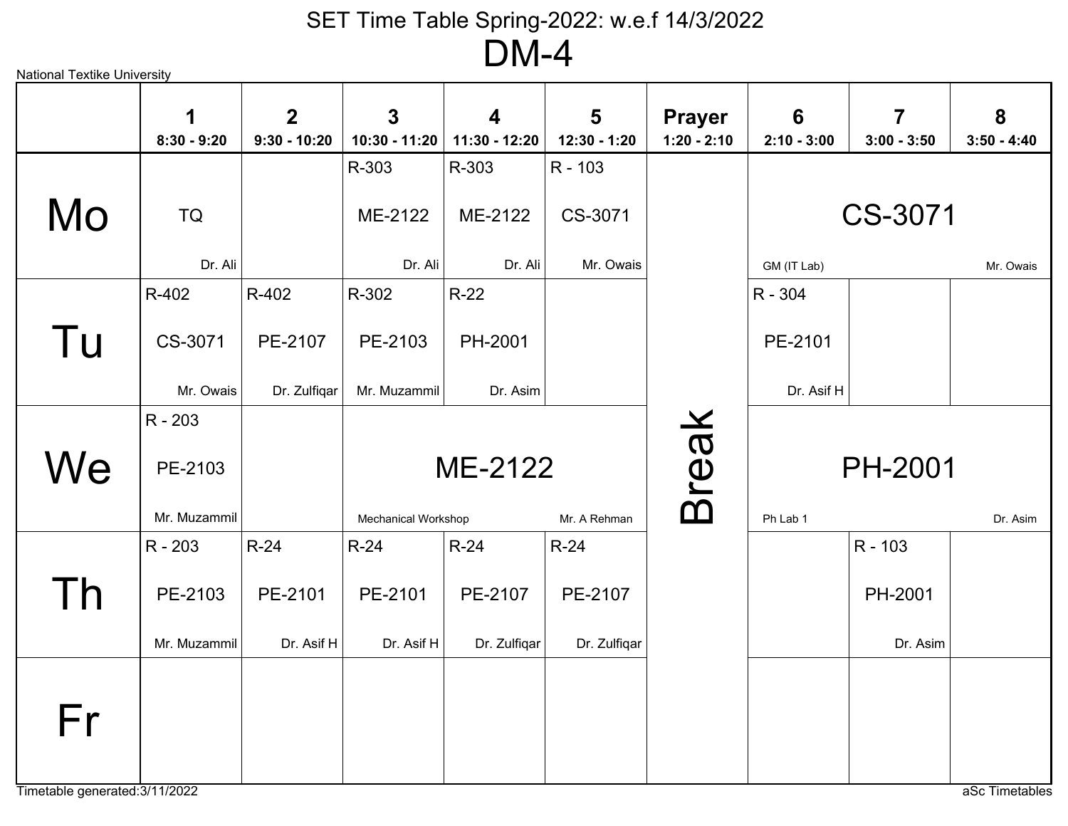# SET Time Table Spring-2022: w.e.f 14/3/2022

## DM-4

National Textike University

| | 1<br>8:30 - 9:20 | 2<br>9:30 - 10:20 | 3<br>10:30 - 11:20 | 4<br>11:30 - 12:20 | 5<br>12:30 - 1:20 | Prayer<br>1:20 - 2:10 | 6<br>2:10 - 3:00 | 7<br>3:00 - 3:50 | 8<br>3:50 - 4:40 |
|---|---|---|---|---|---|---|---|---|---|
| Mo | TQ<br>Dr. Ali | | R-303<br>ME-2122<br>Dr. Ali | R-303<br>ME-2122<br>Dr. Ali | R - 103<br>CS-3071<br>Mr. Owais | Break | CS-3071<br>GM (IT Lab)<br>Mr. Owais | | |
| Tu | R-402<br>CS-3071<br>Mr. Owais | R-402<br>PE-2107<br>Dr. Zulfiqar | R-302<br>PE-2103<br>Mr. Muzammil | R-22<br>PH-2001<br>Dr. Asim | | | R - 304<br>PE-2101<br>Dr. Asif H | | |
| We | R - 203<br>PE-2103<br>Mr. Muzammil | | ME-2122<br>Mechanical Workshop<br>Mr. A Rehman | | | | PH-2001<br>Ph Lab 1<br>Dr. Asim | | |
| Th | R - 203<br>PE-2103<br>Mr. Muzammil | R-24<br>PE-2101<br>Dr. Asif H | R-24<br>PE-2101<br>Dr. Asif H | R-24<br>PE-2107<br>Dr. Zulfiqar | R-24<br>PE-2107<br>Dr. Zulfiqar | | | R - 103<br>PH-2001<br>Dr. Asim | |
| Fr | | | | | | | | | |

Timetable generated:3/11/2022

aSc Timetables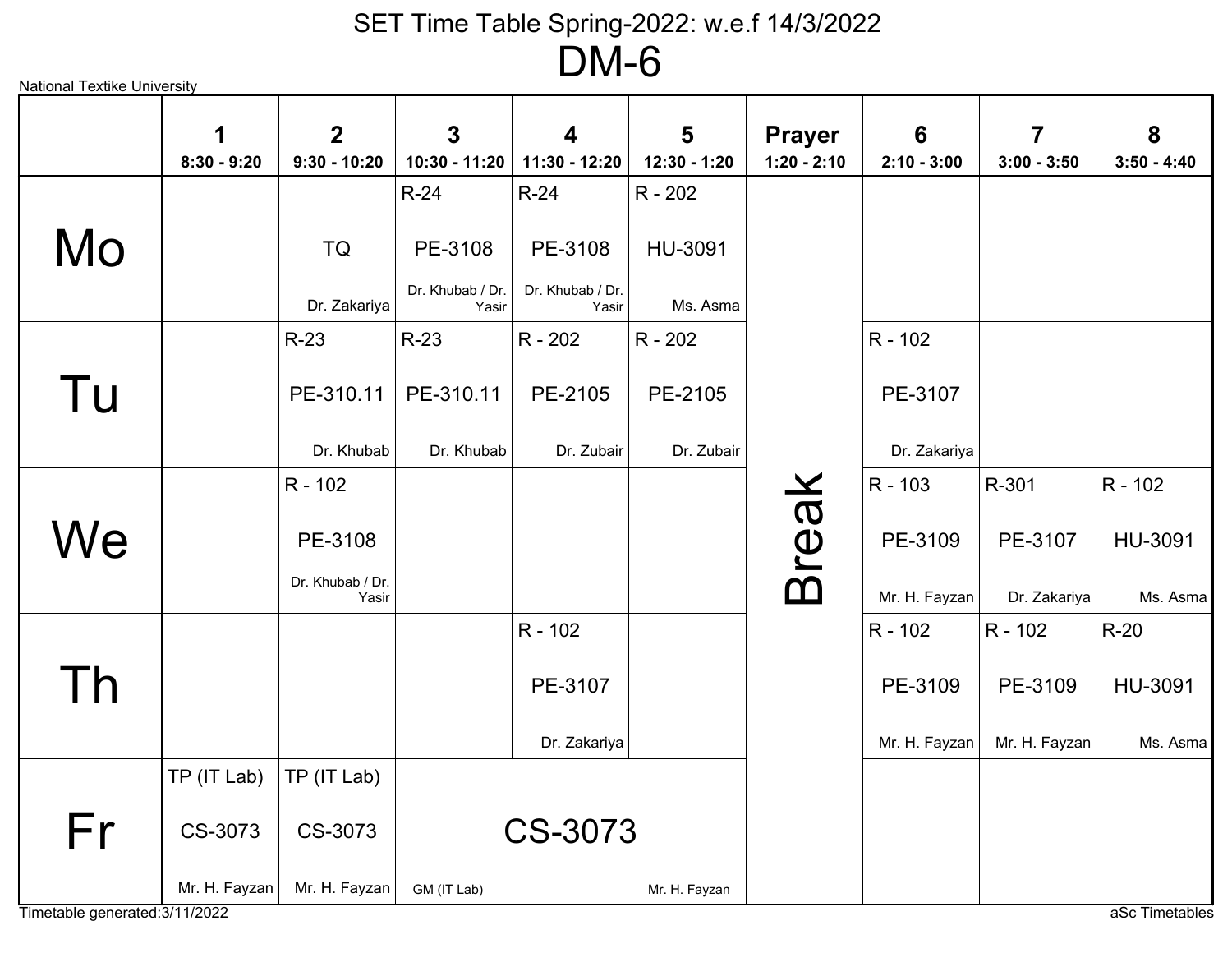# SET Time Table Spring-2022: w.e.f 14/3/2022

## DM-6

National Textike University

| | 1<br>8:30 - 9:20 | 2<br>9:30 - 10:20 | 3<br>10:30 - 11:20 | 4<br>11:30 - 12:20 | 5<br>12:30 - 1:20 | Prayer<br>1:20 - 2:10 | 6<br>2:10 - 3:00 | 7<br>3:00 - 3:50 | 8<br>3:50 - 4:40 |
|---|---|---|---|---|---|---|---|---|---|
| Mo | | TQ<br>Dr. Zakariya | R-24<br>PE-3108<br>Dr. Khubab / Dr. Yasir | R-24<br>PE-3108<br>Dr. Khubab / Dr. Yasir | R - 202<br>HU-3091<br>Ms. Asma | Break | | | |
| Tu | | R-23<br>PE-310.11<br>Dr. Khubab | R-23<br>PE-310.11<br>Dr. Khubab | R - 202<br>PE-2105<br>Dr. Zubair | R - 202<br>PE-2105<br>Dr. Zubair | Break | R - 102<br>PE-3107<br>Dr. Zakariya | | |
| We | | R - 102<br>PE-3108<br>Dr. Khubab / Dr. Yasir | | | | Break | R - 103<br>PE-3109<br>Mr. H. Fayzan | R-301<br>PE-3107<br>Dr. Zakariya | R - 102<br>HU-3091<br>Ms. Asma |
| Th | | | | R - 102<br>PE-3107<br>Dr. Zakariya | | Break | R - 102<br>PE-3109<br>Mr. H. Fayzan | R - 102<br>PE-3109<br>Mr. H. Fayzan | R-20<br>HU-3091<br>Ms. Asma |
| Fr | TP (IT Lab)<br>CS-3073<br>Mr. H. Fayzan | TP (IT Lab)<br>CS-3073<br>Mr. H. Fayzan | CS-3073<br>GM (IT Lab)<br>Mr. H. Fayzan | | | Break | | | |

Timetable generated:3/11/2022

aSc Timetables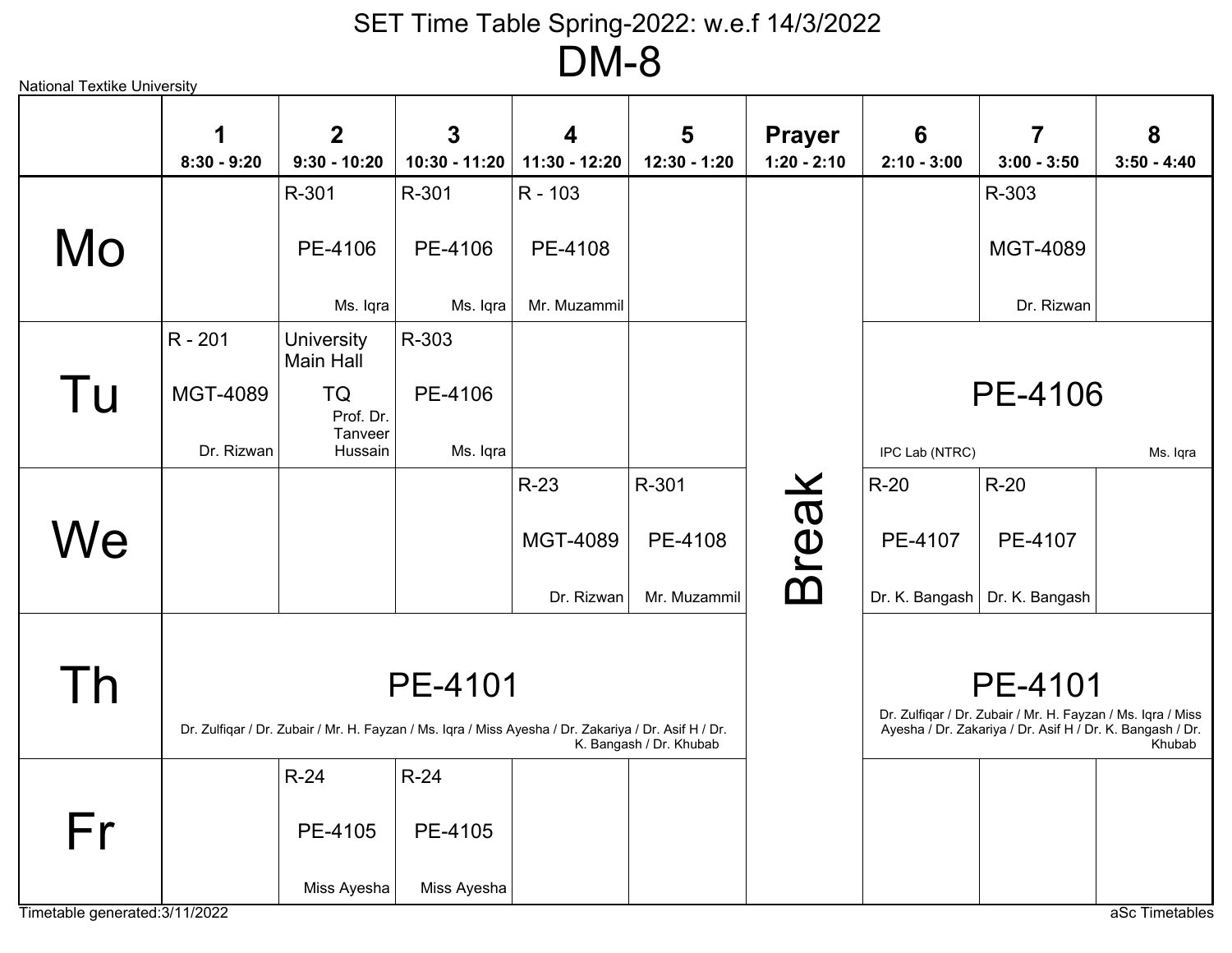National Textike University

# SET Time Table Spring-2022: w.e.f 14/3/2022

## DM-8

| | 1<br>8:30 - 9:20 | 2<br>9:30 - 10:20 | 3<br>10:30 - 11:20 | 4<br>11:30 - 12:20 | 5<br>12:30 - 1:20 | Prayer<br>1:20 - 2:10 | 6<br>2:10 - 3:00 | 7<br>3:00 - 3:50 | 8<br>3:50 - 4:40 |
|---|---|---|---|---|---|---|---|---|---|
| Mo | | R-301<br>PE-4106<br>Ms. Iqra | R-301<br>PE-4106<br>Ms. Iqra | R - 103<br>PE-4108<br>Mr. Muzammil | | Break | | R-303<br>MGT-4089<br>Dr. Rizwan | |
| Tu | R - 201<br>MGT-4089<br>Dr. Rizwan | University Main Hall<br>TQ<br>Prof. Dr. Tanveer Hussain | R-303<br>PE-4106<br>Ms. Iqra | | | Break | PE-4106<br>IPC Lab (NTRC)<br>Ms. Iqra | | |
| We | | | | R-23<br>MGT-4089<br>Dr. Rizwan | R-301<br>PE-4108<br>Mr. Muzammil | Break | R-20<br>PE-4107<br>Dr. K. Bangash | R-20<br>PE-4107<br>Dr. K. Bangash | |
| Th | PE-4101<br>Dr. Zulfiqar / Dr. Zubair / Mr. H. Fayzan / Ms. Iqra / Miss Ayesha / Dr. Zakariya / Dr. Asif H / Dr. K. Bangash / Dr. Khubab | | | | | Break | PE-4101<br>Dr. Zulfiqar / Dr. Zubair / Mr. H. Fayzan / Ms. Iqra / Miss Ayesha / Dr. Zakariya / Dr. Asif H / Dr. K. Bangash / Dr. Khubab | | |
| Fr | | R-24<br>PE-4105<br>Miss Ayesha | R-24<br>PE-4105<br>Miss Ayesha | | | Break | | | |

Timetable generated:3/11/2022

aSc Timetables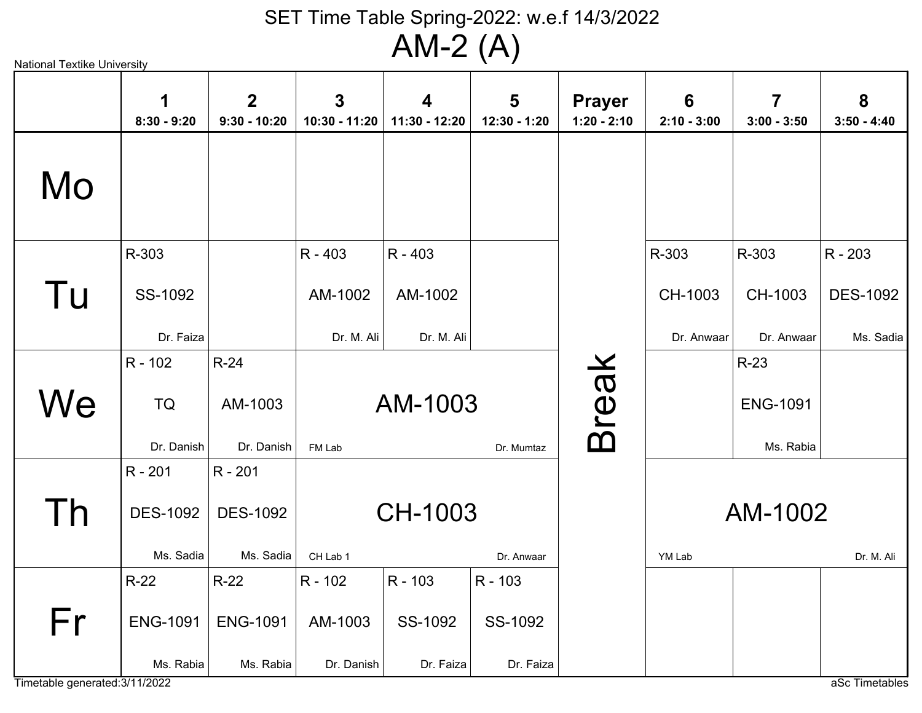# SET Time Table Spring-2022: w.e.f 14/3/2022

## AM-2 (A)

National Textike University

| | 1<br>8:30 - 9:20 | 2<br>9:30 - 10:20 | 3<br>10:30 - 11:20 | 4<br>11:30 - 12:20 | 5<br>12:30 - 1:20 | Prayer<br>1:20 - 2:10 | 6<br>2:10 - 3:00 | 7<br>3:00 - 3:50 | 8<br>3:50 - 4:40 |
|---|---|---|---|---|---|---|---|---|---|
| Mo | | | | | | Break | | | |
| Tu | R-303<br>SS-1092<br>Dr. Faiza | | R - 403<br>AM-1002<br>Dr. M. Ali | R - 403<br>AM-1002<br>Dr. M. Ali | | Break | R-303<br>CH-1003<br>Dr. Anwaar | R-303<br>CH-1003<br>Dr. Anwaar | R - 203<br>DES-1092<br>Ms. Sadia |
| We | R - 102<br>TQ<br>Dr. Danish | R-24<br>AM-1003<br>Dr. Danish | AM-1003<br>FM Lab<br>Dr. Mumtaz | | | Break | | R-23<br>ENG-1091<br>Ms. Rabia | |
| Th | R - 201<br>DES-1092<br>Ms. Sadia | R - 201<br>DES-1092<br>Ms. Sadia | CH-1003<br>CH Lab 1<br>Dr. Anwaar | | | Break | AM-1002<br>YM Lab<br>Dr. M. Ali | | |
| Fr | R-22<br>ENG-1091<br>Ms. Rabia | R-22<br>ENG-1091<br>Ms. Rabia | R - 102<br>AM-1003<br>Dr. Danish | R - 103<br>SS-1092<br>Dr. Faiza | R - 103<br>SS-1092<br>Dr. Faiza | Break | | | |

Timetable generated:3/11/2022

aSc Timetables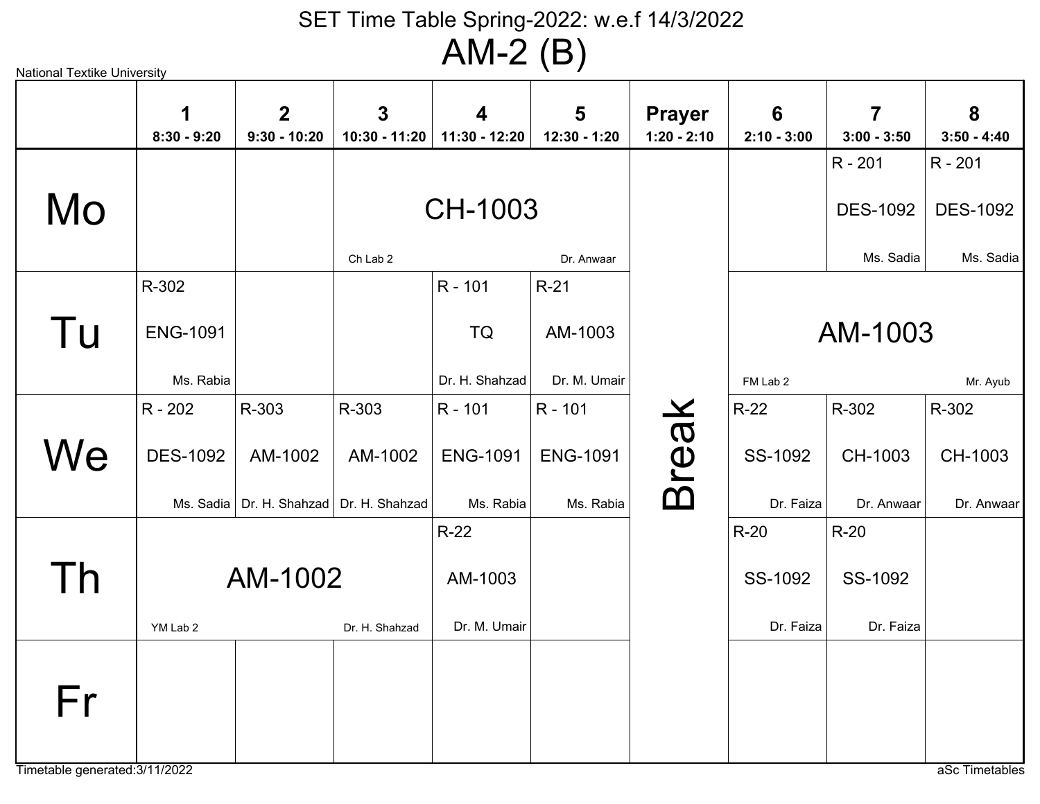National Textike University

# SET Time Table Spring-2022: w.e.f 14/3/2022

## AM-2 (B)

| | 1<br>8:30 - 9:20 | 2<br>9:30 - 10:20 | 3<br>10:30 - 11:20 | 4<br>11:30 - 12:20 | 5<br>12:30 - 1:20 | Prayer<br>1:20 - 2:10 | 6<br>2:10 - 3:00 | 7<br>3:00 - 3:50 | 8<br>3:50 - 4:40 |
|---|---|---|---|---|---|---|---|---|---|
| Mo | | | CH-1003<br>Ch Lab 2<br>Dr. Anwaar | | | Break | | R - 201<br>DES-1092<br>Ms. Sadia | R - 201<br>DES-1092<br>Ms. Sadia |
| Tu | R-302<br>ENG-1091<br>Ms. Rabia | | | R - 101<br>TQ<br>Dr. H. Shahzad | R-21<br>AM-1003<br>Dr. M. Umair | Break | AM-1003<br>FM Lab 2<br>Mr. Ayub | | |
| We | R - 202<br>DES-1092<br>Ms. Sadia | R-303<br>AM-1002<br>Dr. H. Shahzad | R-303<br>AM-1002<br>Dr. H. Shahzad | R - 101<br>ENG-1091<br>Ms. Rabia | R - 101<br>ENG-1091<br>Ms. Rabia | Break | R-22<br>SS-1092<br>Dr. Faiza | R-302<br>CH-1003<br>Dr. Anwaar | R-302<br>CH-1003<br>Dr. Anwaar |
| Th | AM-1002<br>YM Lab 2<br>Dr. H. Shahzad | | | R-22<br>AM-1003<br>Dr. M. Umair | | Break | R-20<br>SS-1092<br>Dr. Faiza | R-20<br>SS-1092<br>Dr. Faiza | |
| Fr | | | | | | Break | | | |

Timetable generated:3/11/2022

aSc Timetables